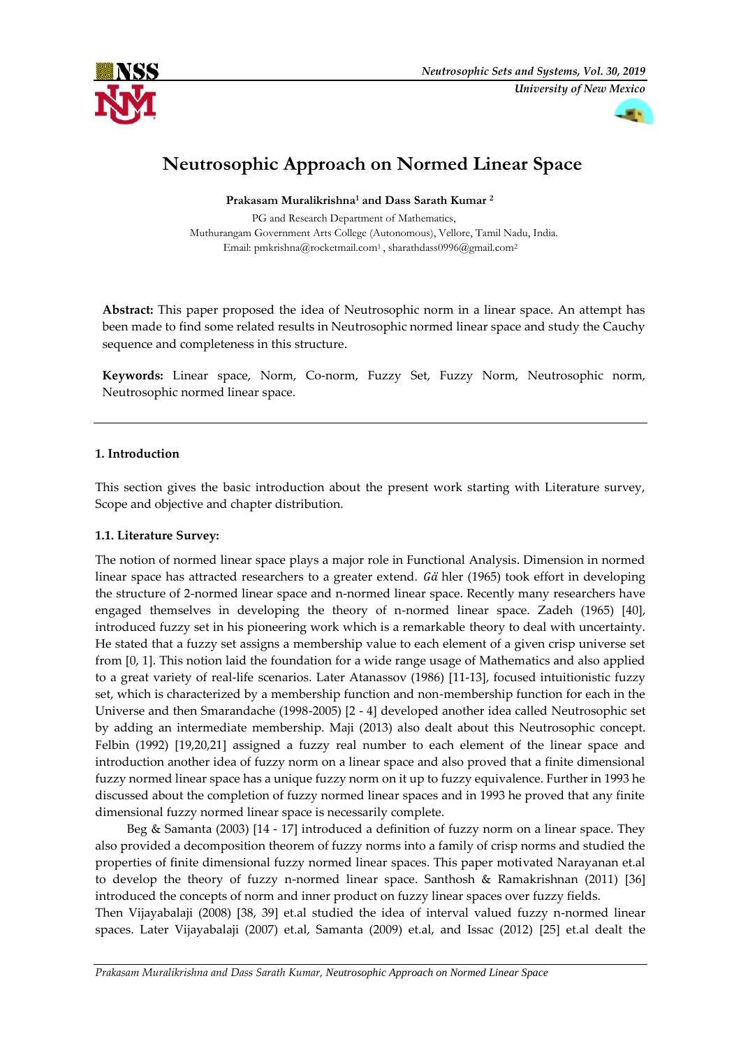# Neutrosophic Approach on Normed Linear Space

**Prakasam Muralikrishna[1] and Dass Sarath Kumar [2]**

PG and Research Department of Mathematics,
Muthurangam Government Arts College (Autonomous), Vellore, Tamil Nadu, India.
Email: pmkrishna@rocketmail.com[1] , sharathdass0996@gmail.com[2]

**Abstract:** This paper proposed the idea of Neutrosophic norm in a linear space. An attempt has been made to find some related results in Neutrosophic normed linear space and study the Cauchy sequence and completeness in this structure.

**Keywords:** Linear space, Norm, Co-norm, Fuzzy Set, Fuzzy Norm, Neutrosophic norm, Neutrosophic normed linear space.

## 1. Introduction

This section gives the basic introduction about the present work starting with Literature survey, Scope and objective and chapter distribution.

### 1.1. Literature Survey:

The notion of normed linear space plays a major role in Functional Analysis. Dimension in normed linear space has attracted researchers to a greater extend. *Gä* hler (1965) took effort in developing the structure of 2-normed linear space and n-normed linear space. Recently many researchers have engaged themselves in developing the theory of n-normed linear space. Zadeh (1965) [40], introduced fuzzy set in his pioneering work which is a remarkable theory to deal with uncertainty. He stated that a fuzzy set assigns a membership value to each element of a given crisp universe set from [0, 1]. This notion laid the foundation for a wide range usage of Mathematics and also applied to a great variety of real-life scenarios. Later Atanassov (1986) [11-13], focused intuitionistic fuzzy set, which is characterized by a membership function and non-membership function for each in the Universe and then Smarandache (1998-2005) [2 - 4] developed another idea called Neutrosophic set by adding an intermediate membership. Maji (2013) also dealt about this Neutrosophic concept. Felbin (1992) [19,20,21] assigned a fuzzy real number to each element of the linear space and introduction another idea of fuzzy norm on a linear space and also proved that a finite dimensional fuzzy normed linear space has a unique fuzzy norm on it up to fuzzy equivalence. Further in 1993 he discussed about the completion of fuzzy normed linear spaces and in 1993 he proved that any finite dimensional fuzzy normed linear space is necessarily complete.

Beg & Samanta (2003) [14 - 17] introduced a definition of fuzzy norm on a linear space. They also provided a decomposition theorem of fuzzy norms into a family of crisp norms and studied the properties of finite dimensional fuzzy normed linear spaces. This paper motivated Narayanan et.al to develop the theory of fuzzy n-normed linear space. Santhosh & Ramakrishnan (2011) [36] introduced the concepts of norm and inner product on fuzzy linear spaces over fuzzy fields.
Then Vijayabalaji (2008) [38, 39] et.al studied the idea of interval valued fuzzy n-normed linear spaces. Later Vijayabalaji (2007) et.al, Samanta (2009) et.al, and Issac (2012) [25] et.al dealt the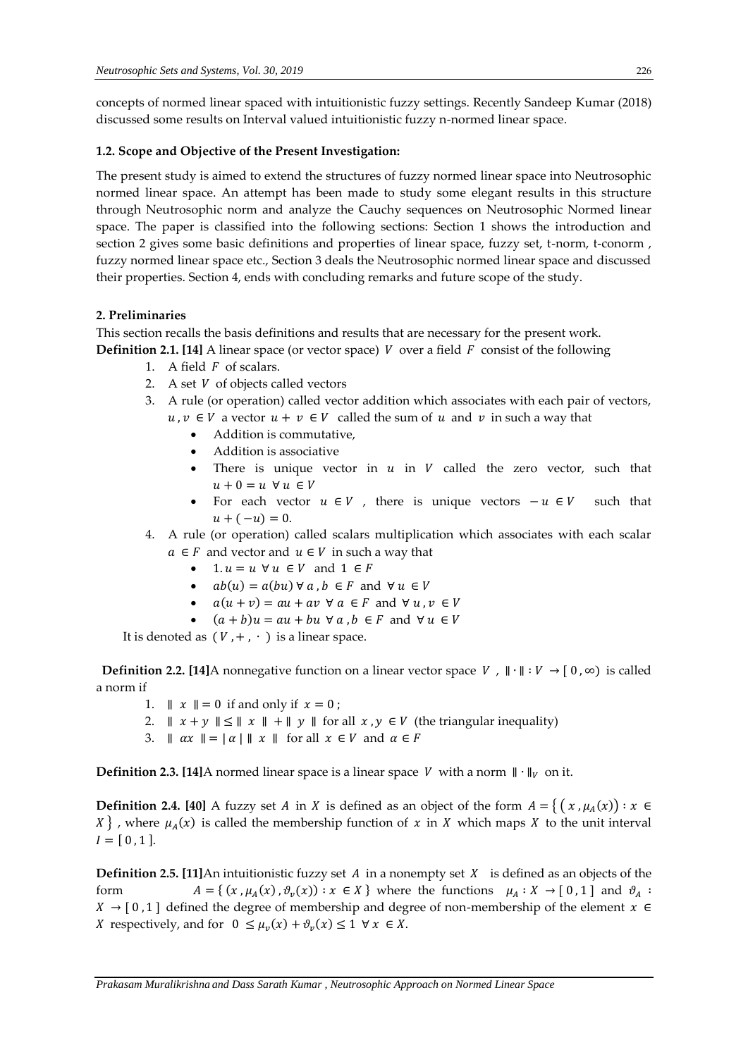concepts of normed linear spaced with intuitionistic fuzzy settings. Recently Sandeep Kumar (2018) discussed some results on Interval valued intuitionistic fuzzy n-normed linear space.

### 1.2. Scope and Objective of the Present Investigation:

The present study is aimed to extend the structures of fuzzy normed linear space into Neutrosophic normed linear space. An attempt has been made to study some elegant results in this structure through Neutrosophic norm and analyze the Cauchy sequences on Neutrosophic Normed linear space. The paper is classified into the following sections: Section 1 shows the introduction and section 2 gives some basic definitions and properties of linear space, fuzzy set, t-norm, t-conorm , fuzzy normed linear space etc., Section 3 deals the Neutrosophic normed linear space and discussed their properties. Section 4, ends with concluding remarks and future scope of the study.

## 2. Preliminaries

This section recalls the basis definitions and results that are necessary for the present work.

**Definition 2.1. [14]** A linear space (or vector space) $V$ over a field $F$ consist of the following

1. A field $F$ of scalars.
2. A set $V$ of objects called vectors
3. A rule (or operation) called vector addition which associates with each pair of vectors, $u , v \in V$ a vector $u + v \in V$ called the sum of $u$ and $v$ in such a way that
   - Addition is commutative,
   - Addition is associative
   - There is unique vector in $u$ in $V$ called the zero vector, such that $u + 0 = u \;\; \forall \, u \in V$
   - For each vector $u \in V$ , there is unique vectors $-u \in V$ such that $u + (-u) = 0.$
4. A rule (or operation) called scalars multiplication which associates with each scalar $a \in F$ and vector and $u \in V$ in such a way that
   - $1. u = u \;\; \forall \, u \in V$ and $1 \in F$
   - $ab(u) = a(bu) \; \forall \, a , b \in F$ and $\forall \, u \in V$
   - $a(u + v) = au + av \;\; \forall \, a \in F$ and $\forall \, u , v \in V$
   - $(a + b)u = au + bu \;\; \forall \, a , b \in F$ and $\forall \, u \in V$

It is denoted as $(V , + , \cdot \,)$ is a linear space.

**Definition 2.2. [14]** A nonnegative function on a linear vector space $V$ , $\| \cdot \| : V \to [\,0 , \infty)$ is called a norm if

1. $\| \; x \; \| = 0$ if and only if $x = 0$ ;
2. $\| \; x + y \; \| \leq \| \; x \; \| + \| \; y \; \|$ for all $x , y \in V$ (the triangular inequality)
3. $\| \; \alpha x \; \| = |\, \alpha \,| \, \| \; x \; \|$ for all $x \in V$ and $\alpha \in F$

**Definition 2.3. [14]** A normed linear space is a linear space $V$ with a norm $\| \cdot \|_V$ on it.

**Definition 2.4. [40]** A fuzzy set $A$ in $X$ is defined as an object of the form $A = \{ \, ( \, x , \mu_A(x) \,) : x \in X \, \}$ , where $\mu_A(x)$ is called the membership function of $x$ in $X$ which maps $X$ to the unit interval $I = [\,0 , 1\,]$.

**Definition 2.5. [11]** An intuitionistic fuzzy set $A$ in a nonempty set $X$ is defined as an objects of the form $A = \{ \, (x , \mu_A(x) , \vartheta_v(x)) : x \in X \, \}$ where the functions $\mu_A : X \to [\,0 , 1\,]$ and $\vartheta_A : X \to [\,0 , 1\,]$ defined the degree of membership and degree of non-membership of the element $x \in X$ respectively, and for $0 \leq \mu_v(x) + \vartheta_v(x) \leq 1 \;\; \forall \, x \in X$.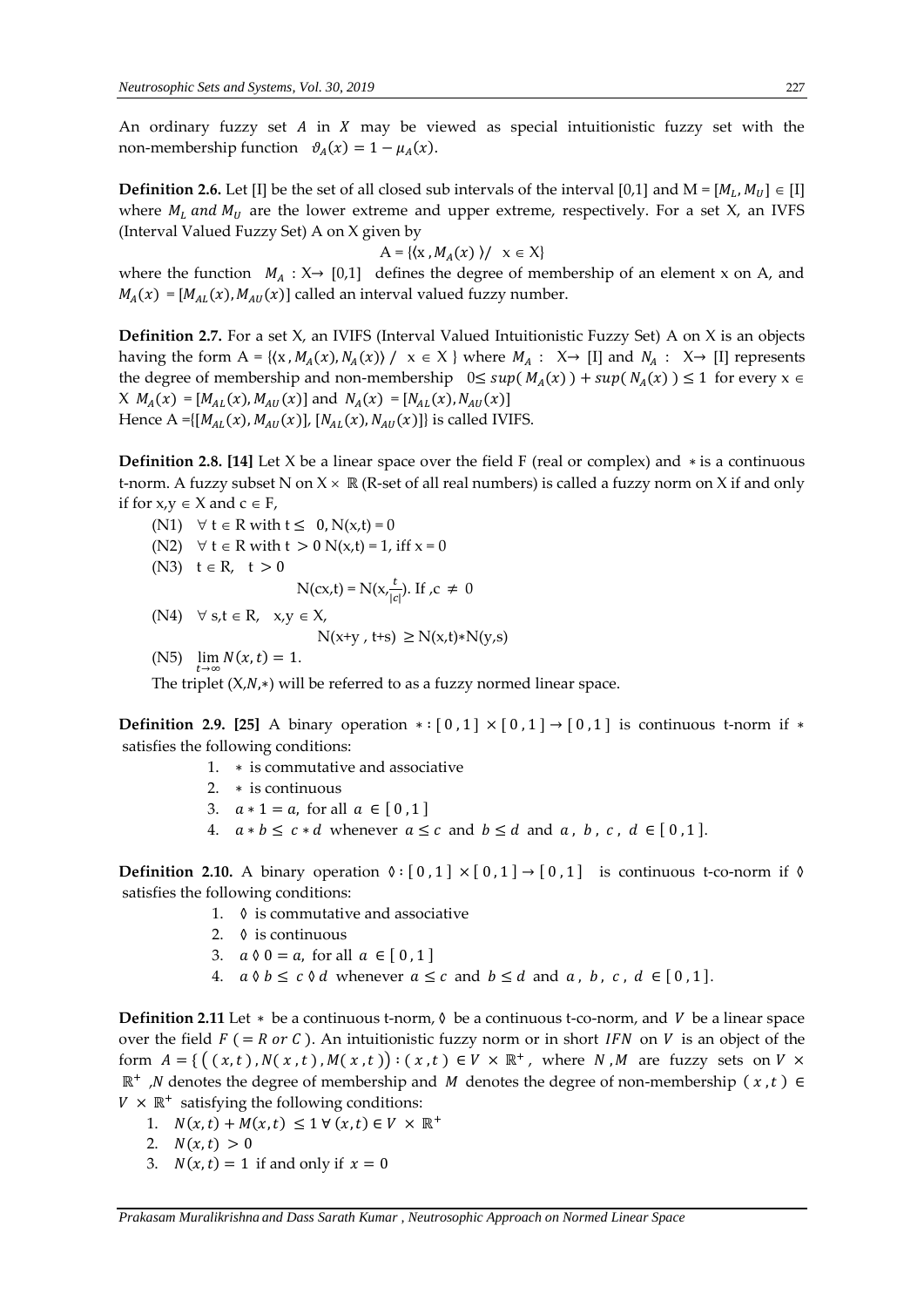An ordinary fuzzy set $A$ in $X$ may be viewed as special intuitionistic fuzzy set with the non-membership function $\vartheta_A(x) = 1 - \mu_A(x)$.

**Definition 2.6.** Let [I] be the set of all closed sub intervals of the interval [0,1] and M = $[M_L, M_U] \in$ [I] where $M_L$ *and* $M_U$ are the lower extreme and upper extreme, respectively. For a set X, an IVFS (Interval Valued Fuzzy Set) A on X given by

$$A = \{\langle x , M_A(x) \rangle / \ x \in X\}$$

where the function $M_A$ : X→ [0,1] defines the degree of membership of an element x on A, and $M_A(x) = [M_{AL}(x), M_{AU}(x)]$ called an interval valued fuzzy number.

**Definition 2.7.** For a set X, an IVIFS (Interval Valued Intuitionistic Fuzzy Set) A on X is an objects having the form A = $\{\langle x , M_A(x), N_A(x)\rangle \ / \ x \in X \}$ where $M_A$ : X→ [I] and $N_A$ : X→ [I] represents the degree of membership and non-membership $0 \leq sup(M_A(x)) + sup(N_A(x)) \leq 1$ for every x ∈ X $M_A(x) = [M_{AL}(x), M_{AU}(x)]$ and $N_A(x) = [N_{AL}(x), N_{AU}(x)]$

Hence A =$\{[M_{AL}(x), M_{AU}(x)], [N_{AL}(x), N_{AU}(x)]\}$ is called IVIFS.

**Definition 2.8. [14]** Let X be a linear space over the field F (real or complex) and ∗ is a continuous t-norm. A fuzzy subset N on X × ℝ (R-set of all real numbers) is called a fuzzy norm on X if and only if for x,y ∈ X and c ∈ F,

(N1) ∀ t ∈ R with $t \leq 0$, N(x,t) = 0

(N2) ∀ t ∈ R with $t > 0$ N(x,t) = 1, iff x = 0

(N3) t ∈ R, $t > 0$

$$N(cx,t) = N(x,\tfrac{t}{|c|}). \text{ If } ,c \neq 0$$

(N4) ∀ s,t ∈ R, x,y ∈ X,

$$N(x+y , t+s) \geq N(x,t)*N(y,s)$$

(N5) $\lim_{t\to\infty} N(x,t) = 1$.

The triplet (X,*N*,∗) will be referred to as a fuzzy normed linear space.

**Definition 2.9. [25]** A binary operation $* : [0,1] \times [0,1] \to [0,1]$ is continuous t-norm if ∗ satisfies the following conditions:

1. ∗ is commutative and associative
2. ∗ is continuous
3. $a * 1 = a$, for all $a \in [0,1]$
4. $a * b \leq c * d$ whenever $a \leq c$ and $b \leq d$ and $a, b, c, d \in [0,1]$.

**Definition 2.10.** A binary operation $\lozenge : [0,1] \times [0,1] \to [0,1]$ is continuous t-co-norm if ◊ satisfies the following conditions:

1. ◊ is commutative and associative
2. ◊ is continuous
3. $a \lozenge 0 = a$, for all $a \in [0,1]$
4. $a \lozenge b \leq c \lozenge d$ whenever $a \leq c$ and $b \leq d$ and $a, b, c, d \in [0,1]$.

**Definition 2.11** Let ∗ be a continuous t-norm, ◊ be a continuous t-co-norm, and $V$ be a linear space over the field $F$ ( $= R$ *or* $C$ ). An intuitionistic fuzzy norm or in short $IFN$ on $V$ is an object of the form $A = \{ ((x,t), N(x,t), M(x,t)) : (x,t) \in V \times \mathbb{R}^+$, where $N, M$ are fuzzy sets on $V \times \mathbb{R}^+$ ,$N$ denotes the degree of membership and $M$ denotes the degree of non-membership $(x,t) \in V \times \mathbb{R}^+$ satisfying the following conditions:

1. $N(x,t) + M(x,t) \leq 1 \ \forall \ (x,t) \in V \times \mathbb{R}^+$
2. $N(x,t) > 0$
3. $N(x,t) = 1$ if and only if $x = 0$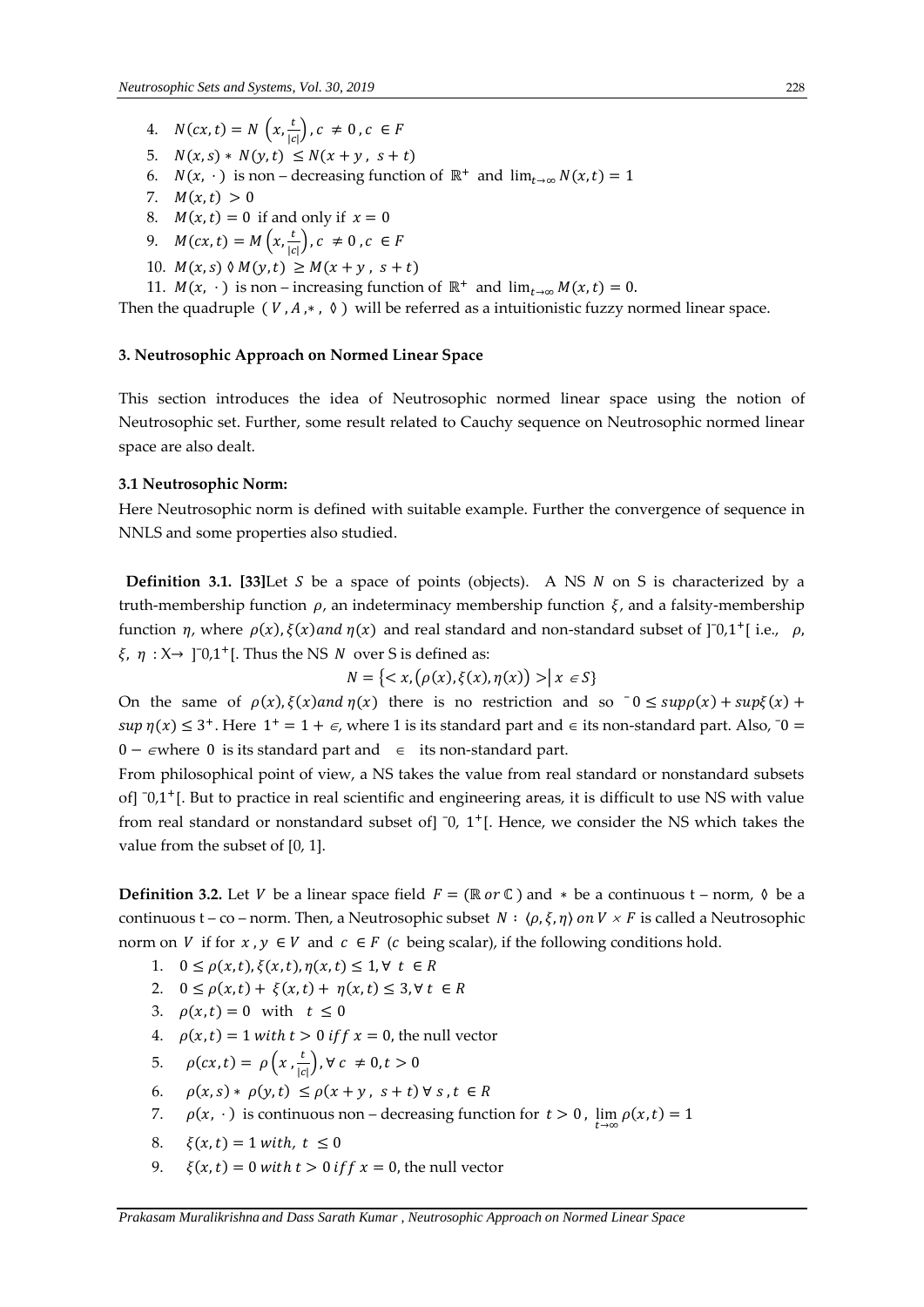4. $N(cx,t) = N\left(x, \frac{t}{|c|}\right), c \neq 0, c \in F$
5. $N(x,s) * N(y,t) \leq N(x+y, s+t)$
6. $N(x, \cdot)$ is non – decreasing function of $\mathbb{R}^+$ and $\lim_{t\to\infty} N(x,t) = 1$
7. $M(x,t) > 0$
8. $M(x,t) = 0$ if and only if $x = 0$
9. $M(cx,t) = M\left(x, \frac{t}{|c|}\right), c \neq 0, c \in F$
10. $M(x,s) \lozenge M(y,t) \geq M(x+y, s+t)$
11. $M(x, \cdot)$ is non – increasing function of $\mathbb{R}^+$ and $\lim_{t\to\infty} M(x,t) = 0$.

Then the quadruple $(V, A, *, \lozenge)$ will be referred as a intuitionistic fuzzy normed linear space.

### 3. Neutrosophic Approach on Normed Linear Space

This section introduces the idea of Neutrosophic normed linear space using the notion of Neutrosophic set. Further, some result related to Cauchy sequence on Neutrosophic normed linear space are also dealt.

#### 3.1 Neutrosophic Norm:

Here Neutrosophic norm is defined with suitable example. Further the convergence of sequence in NNLS and some properties also studied.

**Definition 3.1. [33]** Let $S$ be a space of points (objects). A NS $N$ on S is characterized by a truth-membership function $\rho$, an indeterminacy membership function $\xi$, and a falsity-membership function $\eta$, where $\rho(x), \xi(x)$ and $\eta(x)$ and real standard and non-standard subset of $]^{-}0,1^{+}[$ i.e., $\rho$, $\xi$, $\eta$ : X→ $]^{-}0,1^{+}[$. Thus the NS $N$ over S is defined as:

$$N = \{< x, (\rho(x), \xi(x), \eta(x)) > | \, x \in S\}$$

On the same of $\rho(x), \xi(x)$ and $\eta(x)$ there is no restriction and so $^{-}0 \leq sup\rho(x) + sup\xi(x) + sup\,\eta(x) \leq 3^{+}$. Here $1^{+} = 1 + \epsilon$, where 1 is its standard part and $\epsilon$ its non-standard part. Also, $^{-}0 = 0 - \epsilon$ where 0 is its standard part and $\epsilon$ its non-standard part.

From philosophical point of view, a NS takes the value from real standard or nonstandard subsets of] $^{-}0,1^{+}$[. But to practice in real scientific and engineering areas, it is difficult to use NS with value from real standard or nonstandard subset of] $^{-}0$, $1^{+}$[. Hence, we consider the NS which takes the value from the subset of [0, 1].

**Definition 3.2.** Let $V$ be a linear space field $F = (\mathbb{R}\ or\ \mathbb{C})$ and $*$ be a continuous t – norm, $\lozenge$ be a continuous t – co – norm. Then, a Neutrosophic subset $N : \langle \rho, \xi, \eta \rangle$ on $V \times F$ is called a Neutrosophic norm on $V$ if for $x, y \in V$ and $c \in F$ ($c$ being scalar), if the following conditions hold.

1. $0 \leq \rho(x,t), \xi(x,t), \eta(x,t) \leq 1, \forall\ t \in R$
2. $0 \leq \rho(x,t) + \xi(x,t) + \eta(x,t) \leq 3, \forall\ t \in R$
3. $\rho(x,t) = 0$ with $t \leq 0$
4. $\rho(x,t) = 1$ with $t > 0$ iff $x = 0$, the null vector
5. $\rho(cx,t) = \rho\left(x, \frac{t}{|c|}\right), \forall\ c \neq 0, t > 0$
6. $\rho(x,s) * \rho(y,t) \leq \rho(x+y, s+t)\ \forall\ s, t \in R$
7. $\rho(x, \cdot)$ is continuous non – decreasing function for $t > 0$, $\lim_{t\to\infty} \rho(x,t) = 1$
8. $\xi(x,t) = 1$ with, $t \leq 0$
9. $\xi(x,t) = 0$ with $t > 0$ iff $x = 0$, the null vector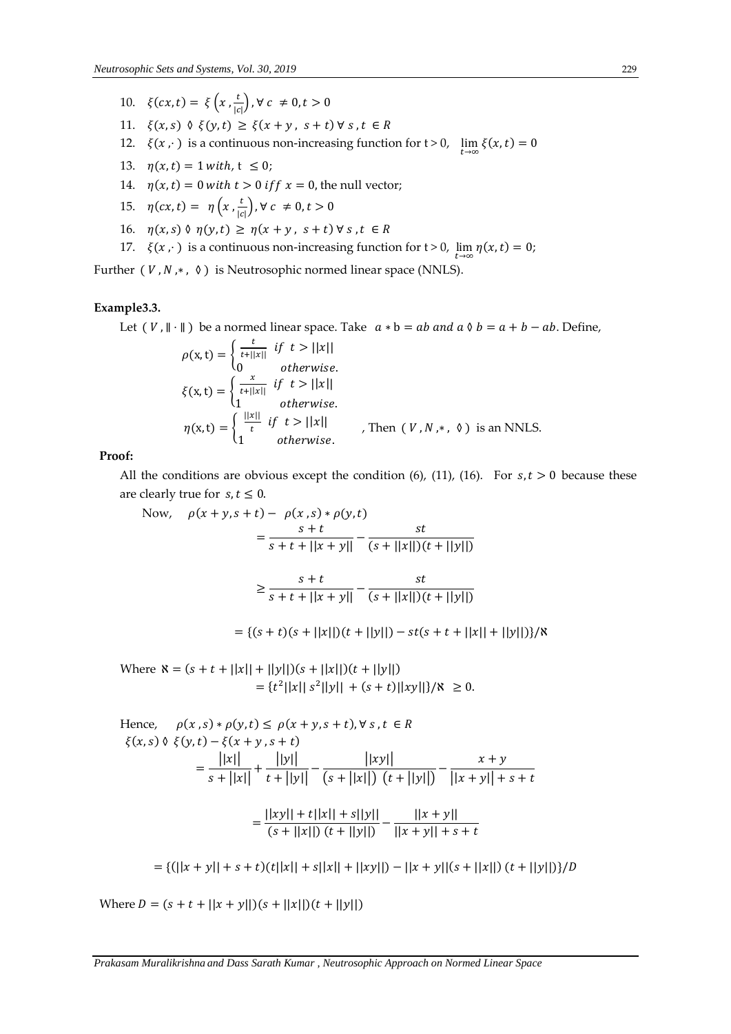10. $\xi(cx,t) = \xi\left(x, \frac{t}{|c|}\right), \forall\, c \neq 0, t > 0$
11. $\xi(x,s) \lozenge \xi(y,t) \geq \xi(x+y, s+t)\, \forall\, s,t \in R$
12. $\xi(x,\cdot)$ is a continuous non-increasing function for t > 0, $\lim_{t\to\infty} \xi(x,t) = 0$
13. $\eta(x,t) = 1$ *with*, $t \leq 0$;
14. $\eta(x,t) = 0$ *with* $t > 0$ *iff* $x = 0$, the null vector;
15. $\eta(cx,t) = \eta\left(x, \frac{t}{|c|}\right), \forall\, c \neq 0, t > 0$
16. $\eta(x,s) \lozenge \eta(y,t) \geq \eta(x+y, s+t)\, \forall\, s,t \in R$
17. $\xi(x,\cdot)$ is a continuous non-increasing function for t > 0, $\lim_{t\to\infty} \eta(x,t) = 0$;

Further $(V, N, *, \lozenge)$ is Neutrosophic normed linear space (NNLS).

**Example3.3.**

Let $(V, \|\cdot\|)$ be a normed linear space. Take $a * b = ab$ *and* $a \lozenge b = a + b - ab$. Define,

$$\rho(x,t) = \begin{cases} \frac{t}{t+||x||} & if\ t > ||x|| \\ 0 & otherwise. \end{cases}$$

$$\xi(x,t) = \begin{cases} \frac{x}{t+||x||} & if\ t > ||x|| \\ 1 & otherwise. \end{cases}$$

$$\eta(x,t) = \begin{cases} \frac{||x||}{t} & if\ t > ||x|| \\ 1 & otherwise. \end{cases}$$

, Then $(V, N, *, \lozenge)$ is an NNLS.

**Proof:**

All the conditions are obvious except the condition (6), (11), (16). For $s,t > 0$ because these are clearly true for $s,t \leq 0$.

Now, $\rho(x+y, s+t) - \rho(x,s) * \rho(y,t)$

$$= \frac{s+t}{s+t+||x+y||} - \frac{st}{(s+||x||)(t+||y||)}$$

$$\geq \frac{s+t}{s+t+||x+y||} - \frac{st}{(s+||x||)(t+||y||)}$$

$$= \{(s+t)(s+||x||)(t+||y||) - st(s+t+||x||+||y||)\}/\aleph$$

Where $\aleph = (s+t+||x||+||y||)(s+||x||)(t+||y||)$

$$= \{t^2||x||\, s^2||y|| + (s+t)||xy||\}/\aleph \;\geq 0.$$

Hence, $\rho(x,s) * \rho(y,t) \leq \rho(x+y, s+t), \forall\, s,t \in R$

$\xi(x,s) \lozenge \xi(y,t) - \xi(x+y, s+t)$

$$= \frac{||x||}{s+||x||} + \frac{||y||}{t+||y||} - \frac{||xy||}{(s+||x||)\,(t+||y||)} - \frac{x+y}{||x+y||+s+t}$$

$$= \frac{||xy|| + t||x|| + s||y||}{(s+||x||)\,(t+||y||)} - \frac{||x+y||}{||x+y||+s+t}$$

$$= \{(||x+y||+s+t)(t||x||+s||x||+||xy||) - ||x+y||(s+||x||)\,(t+||y||)\}/D$$

Where $D = (s+t+||x+y||)(s+||x||)(t+||y||)$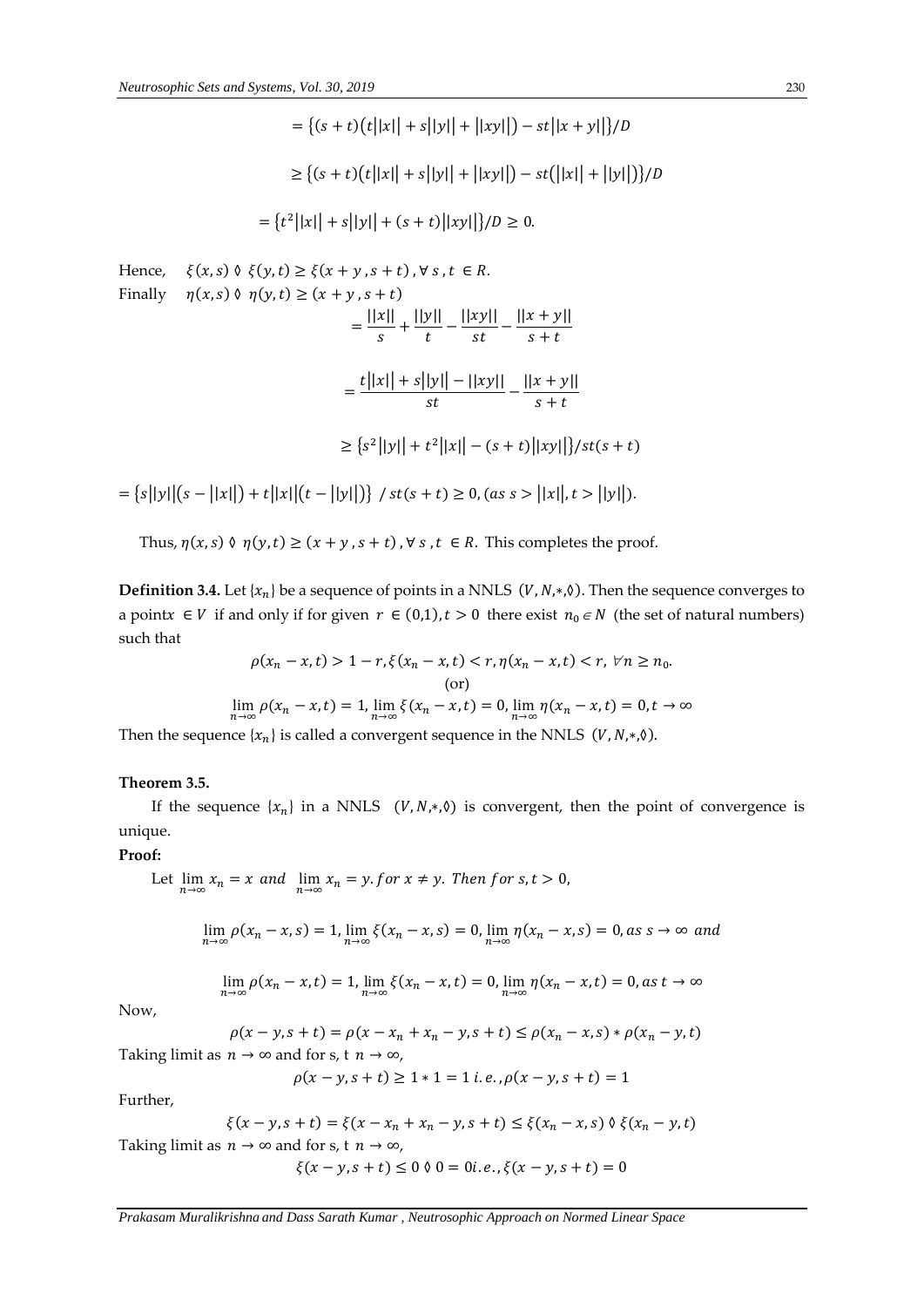$$= \{(s+t)(t||x|| + s||y|| + ||xy||) - st||x+y||\}/D$$

$$\geq \{(s+t)(t||x|| + s||y|| + ||xy||) - st(||x|| + ||y||)\}/D$$

$$= \{t^2||x|| + s||y|| + (s+t)||xy||\}/D \geq 0.$$

Hence, $\xi(x,s) \lozenge \xi(y,t) \geq \xi(x+y, s+t), \forall s,t \in R$.

Finally $\eta(x,s) \lozenge \eta(y,t) \geq (x+y, s+t)$

$$= \frac{||x||}{s} + \frac{||y||}{t} - \frac{||xy||}{st} - \frac{||x+y||}{s+t}$$

$$= \frac{t||x|| + s||y|| - ||xy||}{st} - \frac{||x+y||}{s+t}$$

$$\geq \{s^2||y|| + t^2||x|| - (s+t)||xy||\}/st(s+t)$$

$= \{s||y||(s - ||x||) + t||x||(t - ||y||)\} / st(s+t) \geq 0, (as\ s > ||x||, t > ||y||)$.

Thus, $\eta(x,s) \lozenge \eta(y,t) \geq (x+y, s+t), \forall s,t \in R$. This completes the proof.

**Definition 3.4.** Let $\{x_n\}$ be a sequence of points in a NNLS $(V, N, *, \lozenge)$. Then the sequence converges to a point $x \in V$ if and only if for given $r \in (0,1), t > 0$ there exist $n_0 \in N$ (the set of natural numbers) such that

$$\rho(x_n - x, t) > 1 - r, \xi(x_n - x, t) < r, \eta(x_n - x, t) < r, \forall n \geq n_0.$$

(or)

$$\lim_{n\to\infty} \rho(x_n - x, t) = 1, \lim_{n\to\infty} \xi(x_n - x, t) = 0, \lim_{n\to\infty} \eta(x_n - x, t) = 0, t \to \infty$$

Then the sequence $\{x_n\}$ is called a convergent sequence in the NNLS $(V, N, *, \lozenge)$.

**Theorem 3.5.**

If the sequence $\{x_n\}$ in a NNLS $(V, N, *, \lozenge)$ is convergent, then the point of convergence is unique.

**Proof:**

Let $\lim_{n\to\infty} x_n = x$ and $\lim_{n\to\infty} x_n = y$. for $x \neq y$. Then for $s,t > 0$,

$$\lim_{n\to\infty} \rho(x_n - x, s) = 1, \lim_{n\to\infty} \xi(x_n - x, s) = 0, \lim_{n\to\infty} \eta(x_n - x, s) = 0, as\ s \to \infty\ and$$

$$\lim_{n\to\infty} \rho(x_n - x, t) = 1, \lim_{n\to\infty} \xi(x_n - x, t) = 0, \lim_{n\to\infty} \eta(x_n - x, t) = 0, as\ t \to \infty$$

Now,

$$\rho(x - y, s+t) = \rho(x - x_n + x_n - y, s+t) \leq \rho(x_n - x, s) * \rho(x_n - y, t)$$

Taking limit as $n \to \infty$ and for s, t $n \to \infty$,

$$\rho(x - y, s+t) \geq 1 * 1 = 1\ i.e., \rho(x - y, s+t) = 1$$

Further,

$$\xi(x - y, s+t) = \xi(x - x_n + x_n - y, s+t) \leq \xi(x_n - x, s) \lozenge \xi(x_n - y, t)$$

Taking limit as $n \to \infty$ and for s, t $n \to \infty$,

$$\xi(x - y, s+t) \leq 0 \lozenge 0 = 0 i.e., \xi(x - y, s+t) = 0$$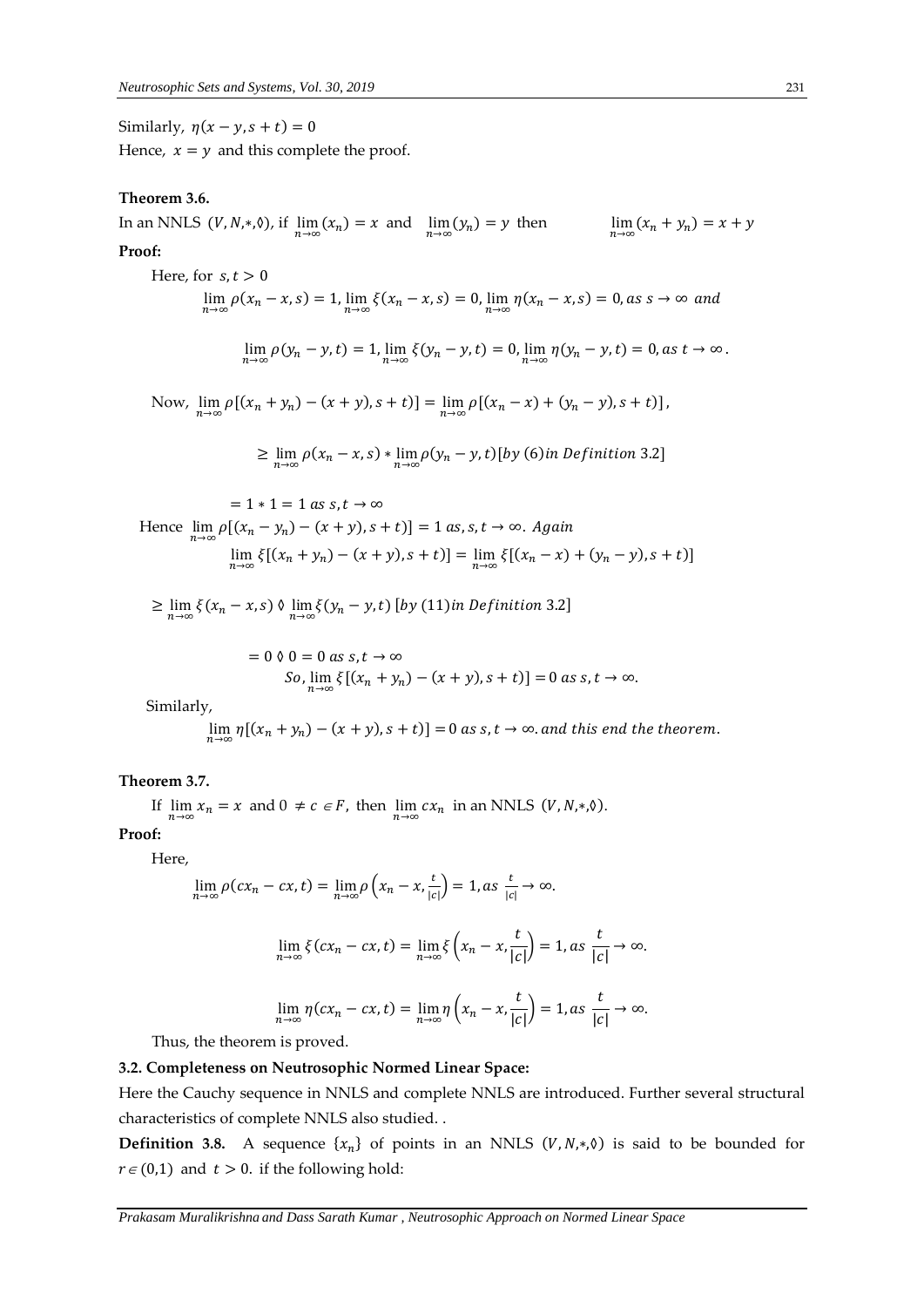Similarly, $\eta(x-y, s+t) = 0$

Hence, $x = y$ and this complete the proof.

**Theorem 3.6.**

In an NNLS $(V, N, *, \Diamond)$, if $\lim_{n\to\infty}(x_n) = x$ and $\lim_{n\to\infty}(y_n) = y$ then $\lim_{n\to\infty}(x_n + y_n) = x + y$

**Proof:**

Here, for $s, t > 0$

$$\lim_{n\to\infty} \rho(x_n - x, s) = 1, \lim_{n\to\infty} \xi(x_n - x, s) = 0, \lim_{n\to\infty} \eta(x_n - x, s) = 0, as\ s \to \infty\ and$$

$$\lim_{n\to\infty} \rho(y_n - y, t) = 1, \lim_{n\to\infty} \xi(y_n - y, t) = 0, \lim_{n\to\infty} \eta(y_n - y, t) = 0, as\ t \to \infty.$$

Now, $\lim_{n\to\infty} \rho[(x_n + y_n) - (x + y), s + t)] = \lim_{n\to\infty} \rho[(x_n - x) + (y_n - y), s + t)]$,

$$\geq \lim_{n\to\infty} \rho(x_n - x, s) * \lim_{n\to\infty} \rho(y_n - y, t) [by\ (6) in\ Definition\ 3.2]$$

$$= 1 * 1 = 1\ as\ s, t \to \infty$$

Hence $\lim_{n\to\infty} \rho[(x_n - y_n) - (x + y), s + t)] = 1\ as, s, t \to \infty.\ Again$

$$\lim_{n\to\infty} \xi[(x_n + y_n) - (x + y), s + t)] = \lim_{n\to\infty} \xi[(x_n - x) + (y_n - y), s + t)]$$

$$\geq \lim_{n\to\infty} \xi(x_n - x, s) \Diamond \lim_{n\to\infty} \xi(y_n - y, t)\ [by\ (11) in\ Definition\ 3.2]$$

$$= 0 \Diamond 0 = 0\ as\ s, t \to \infty$$

$$So, \lim_{n\to\infty} \xi[(x_n + y_n) - (x + y), s + t)] = 0\ as\ s, t \to \infty.$$

Similarly,

$$\lim_{n\to\infty} \eta[(x_n + y_n) - (x + y), s + t)] = 0\ as\ s, t \to \infty.\ and\ this\ end\ the\ theorem.$$

**Theorem 3.7.**

If $\lim_{n\to\infty} x_n = x$ and $0 \neq c \in F$, then $\lim_{n\to\infty} cx_n$ in an NNLS $(V, N, *, \Diamond)$.

**Proof:**

Here,

$$\lim_{n\to\infty} \rho(cx_n - cx, t) = \lim_{n\to\infty} \rho\left(x_n - x, \frac{t}{|c|}\right) = 1, as\ \frac{t}{|c|} \to \infty.$$

$$\lim_{n\to\infty} \xi(cx_n - cx, t) = \lim_{n\to\infty} \xi\left(x_n - x, \frac{t}{|c|}\right) = 1, as\ \frac{t}{|c|} \to \infty.$$

$$\lim_{n\to\infty} \eta(cx_n - cx, t) = \lim_{n\to\infty} \eta\left(x_n - x, \frac{t}{|c|}\right) = 1, as\ \frac{t}{|c|} \to \infty.$$

Thus, the theorem is proved.

**3.2. Completeness on Neutrosophic Normed Linear Space:**

Here the Cauchy sequence in NNLS and complete NNLS are introduced. Further several structural characteristics of complete NNLS also studied. .

**Definition 3.8.** A sequence $\{x_n\}$ of points in an NNLS $(V, N, *, \Diamond)$ is said to be bounded for $r \in (0,1)$ and $t > 0$. if the following hold: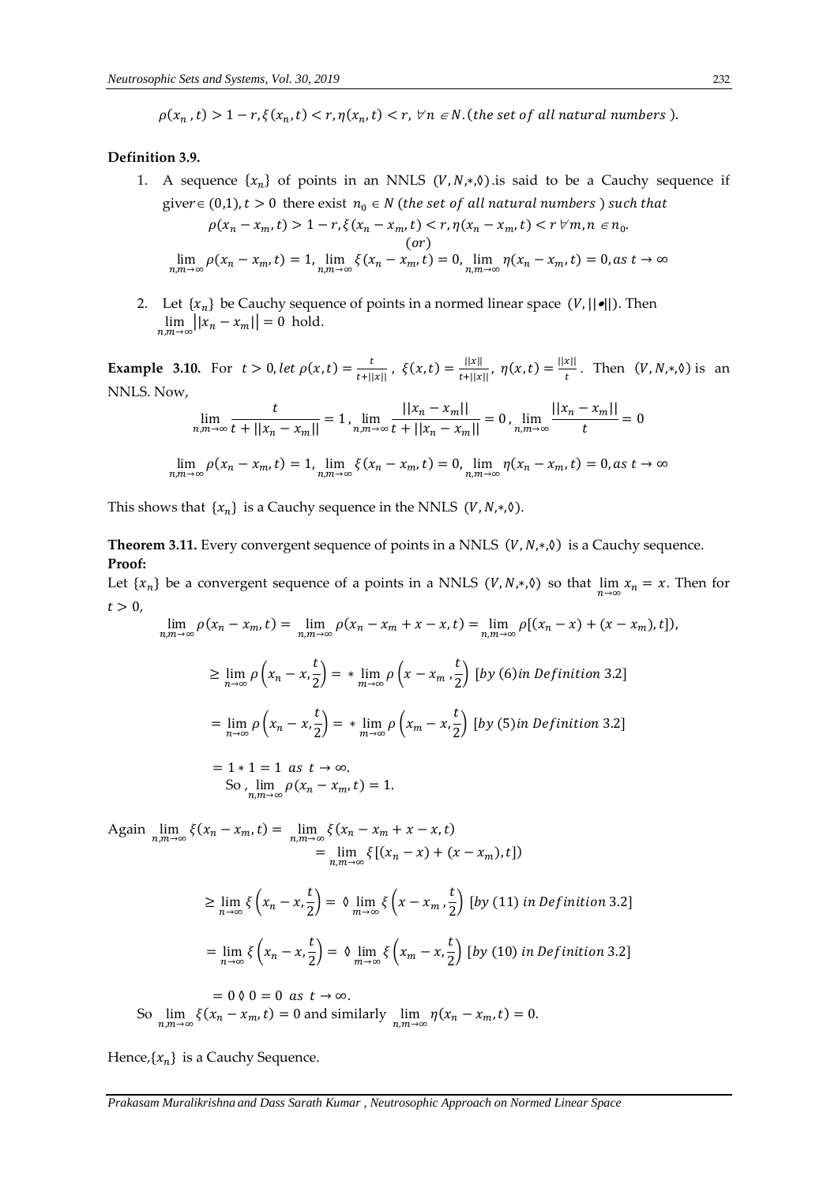$\rho(x_n, t) > 1 - r, \xi(x_n, t) < r, \eta(x_n, t) < r, \forall n \in N.$ (*the set of all natural numbers* ).

**Definition 3.9.**

1. A sequence $\{x_n\}$ of points in an NNLS $(V, N, *, \Diamond)$.is said to be a Cauchy sequence if giver$\in (0,1), t > 0$ there exist $n_0 \in N$ (*the set of all natural numbers* ) *such that*

$$\rho(x_n - x_m, t) > 1 - r, \xi(x_n - x_m, t) < r, \eta(x_n - x_m, t) < r \, \forall m, n \in n_0.$$

$$(or)$$

$$\lim_{n,m\to\infty} \rho(x_n - x_m, t) = 1, \lim_{n,m\to\infty} \xi(x_n - x_m, t) = 0, \lim_{n,m\to\infty} \eta(x_n - x_m, t) = 0, as\ t \to \infty$$

2. Let $\{x_n\}$ be Cauchy sequence of points in a normed linear space $(V, ||\bullet||)$. Then $\lim_{n,m\to\infty} \big||x_n - x_m|\big| = 0$ hold.

**Example 3.10.** For $t > 0, let\ \rho(x, t) = \frac{t}{t+||x||}$, $\xi(x, t) = \frac{||x||}{t+||x||}$, $\eta(x, t) = \frac{||x||}{t}$. Then $(V, N, *, \Diamond)$ is an NNLS. Now,

$$\lim_{n,m\to\infty} \frac{t}{t + ||x_n - x_m||} = 1, \lim_{n,m\to\infty} \frac{||x_n - x_m||}{t + ||x_n - x_m||} = 0, \lim_{n,m\to\infty} \frac{||x_n - x_m||}{t} = 0$$

$$\lim_{n,m\to\infty} \rho(x_n - x_m, t) = 1, \lim_{n,m\to\infty} \xi(x_n - x_m, t) = 0, \lim_{n,m\to\infty} \eta(x_n - x_m, t) = 0, as\ t \to \infty$$

This shows that $\{x_n\}$ is a Cauchy sequence in the NNLS $(V, N, *, \Diamond)$.

**Theorem 3.11.** Every convergent sequence of points in a NNLS $(V, N, *, \Diamond)$ is a Cauchy sequence.
**Proof:**

Let $\{x_n\}$ be a convergent sequence of a points in a NNLS $(V, N, *, \Diamond)$ so that $\lim_{n\to\infty} x_n = x$. Then for $t > 0$,

$$\lim_{n,m\to\infty} \rho(x_n - x_m, t) = \lim_{n,m\to\infty} \rho(x_n - x_m + x - x, t) = \lim_{n,m\to\infty} \rho[(x_n - x) + (x - x_m), t]),$$

$$\geq \lim_{n\to\infty} \rho\left(x_n - x, \frac{t}{2}\right) = * \lim_{m\to\infty} \rho\left(x - x_m, \frac{t}{2}\right) \ [by\ (6) in\ Definition\ 3.2]$$

$$= \lim_{n\to\infty} \rho\left(x_n - x, \frac{t}{2}\right) = * \lim_{m\to\infty} \rho\left(x_m - x, \frac{t}{2}\right) \ [by\ (5) in\ Definition\ 3.2]$$

$$= 1 * 1 = 1\ \ as\ t \to \infty.$$

So, $\lim_{n,m\to\infty} \rho(x_n - x_m, t) = 1.$

Again $\lim_{n,m\to\infty} \xi(x_n - x_m, t) = \lim_{n,m\to\infty} \xi(x_n - x_m + x - x, t)$

$$= \lim_{n,m\to\infty} \xi[(x_n - x) + (x - x_m), t])$$

$$\geq \lim_{n\to\infty} \xi\left(x_n - x, \frac{t}{2}\right) = \Diamond \lim_{m\to\infty} \xi\left(x - x_m, \frac{t}{2}\right) \ [by\ (11)\ in\ Definition\ 3.2]$$

$$= \lim_{n\to\infty} \xi\left(x_n - x, \frac{t}{2}\right) = \Diamond \lim_{m\to\infty} \xi\left(x_m - x, \frac{t}{2}\right) \ [by\ (10)\ in\ Definition\ 3.2]$$

$$= 0 \Diamond 0 = 0\ \ as\ t \to \infty.$$

So $\lim_{n,m\to\infty} \xi(x_n - x_m, t) = 0$ and similarly $\lim_{n,m\to\infty} \eta(x_n - x_m, t) = 0$.

Hence,$\{x_n\}$ is a Cauchy Sequence.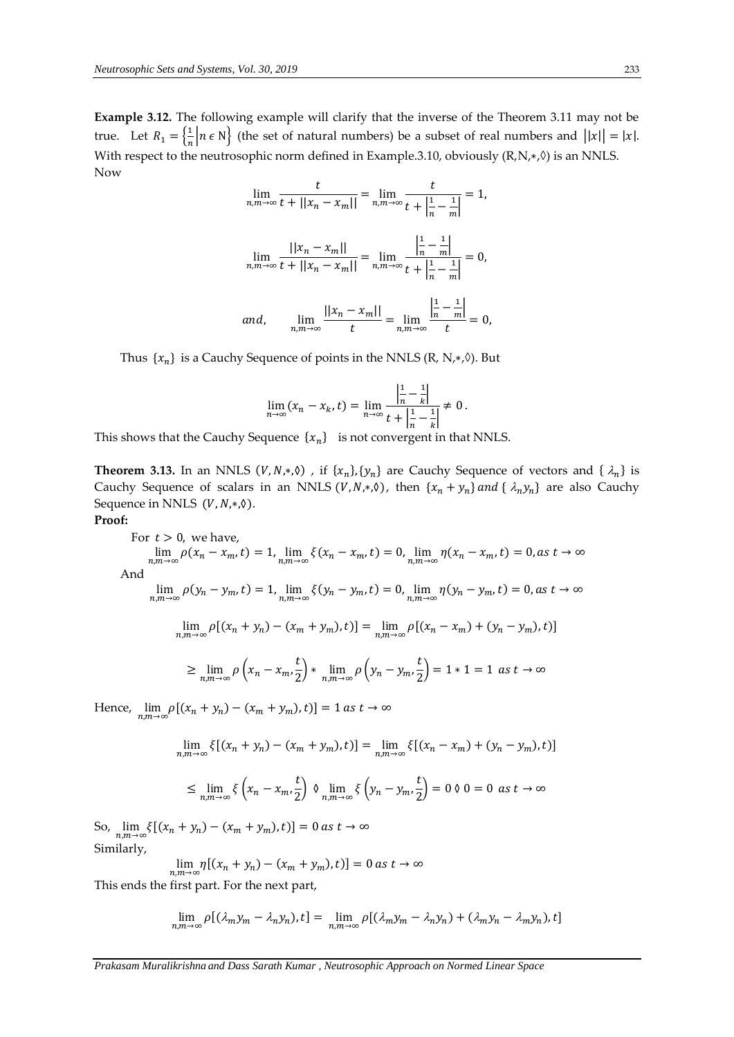**Example 3.12.** The following example will clarify that the inverse of the Theorem 3.11 may not be true. Let $R_1 = \left\{\frac{1}{n}\middle| n \in \mathrm{N}\right\}$ (the set of natural numbers) be a subset of real numbers and $||x|| = |x|$. With respect to the neutrosophic norm defined in Example.3.10, obviously (R,N,∗,◊) is an NNLS. Now

$$\lim_{n,m\to\infty} \frac{t}{t + ||x_n - x_m||} = \lim_{n,m\to\infty} \frac{t}{t + \left|\frac{1}{n} - \frac{1}{m}\right|} = 1,$$

$$\lim_{n,m\to\infty} \frac{||x_n - x_m||}{t + ||x_n - x_m||} = \lim_{n,m\to\infty} \frac{\left|\frac{1}{n} - \frac{1}{m}\right|}{t + \left|\frac{1}{n} - \frac{1}{m}\right|} = 0,$$

$$and, \qquad \lim_{n,m\to\infty} \frac{||x_n - x_m||}{t} = \lim_{n,m\to\infty} \frac{\left|\frac{1}{n} - \frac{1}{m}\right|}{t} = 0,$$

Thus $\{x_n\}$ is a Cauchy Sequence of points in the NNLS (R, N,∗,◊). But

$$\lim_{n\to\infty} (x_n - x_k, t) = \lim_{n\to\infty} \frac{\left|\frac{1}{n} - \frac{1}{k}\right|}{t + \left|\frac{1}{n} - \frac{1}{k}\right|} \neq 0\,.$$

This shows that the Cauchy Sequence $\{x_n\}$ is not convergent in that NNLS.

**Theorem 3.13.** In an NNLS $(V, N,∗,◊)$ , if $\{x_n\},\{y_n\}$ are Cauchy Sequence of vectors and $\{\lambda_n\}$ is Cauchy Sequence of scalars in an NNLS $(V, N,∗,◊)$, then $\{x_n + y_n\}$ *and* $\{\lambda_n y_n\}$ are also Cauchy Sequence in NNLS $(V, N,∗,◊)$.

**Proof:**

For $t > 0$, we have,

$$\lim_{n,m\to\infty} \rho(x_n - x_m, t) = 1, \lim_{n,m\to\infty} \xi(x_n - x_m, t) = 0, \lim_{n,m\to\infty} \eta(x_n - x_m, t) = 0, as\ t \to \infty$$

And

$$\lim_{n,m\to\infty} \rho(y_n - y_m, t) = 1, \lim_{n,m\to\infty} \xi(y_n - y_m, t) = 0, \lim_{n,m\to\infty} \eta(y_n - y_m, t) = 0, as\ t \to \infty$$

$$\lim_{n,m\to\infty} \rho[(x_n + y_n) - (x_m + y_m), t)] = \lim_{n,m\to\infty} \rho[(x_n - x_m) + (y_n - y_m), t)]$$

$$\geq \lim_{n,m\to\infty} \rho\left(x_n - x_m, \frac{t}{2}\right) * \lim_{n,m\to\infty} \rho\left(y_n - y_m, \frac{t}{2}\right) = 1 * 1 = 1\ as\ t \to \infty$$

Hence, $\lim_{n,m\to\infty} \rho[(x_n + y_n) - (x_m + y_m), t)] = 1\ as\ t \to \infty$

$$\lim_{n,m\to\infty} \xi[(x_n + y_n) - (x_m + y_m), t)] = \lim_{n,m\to\infty} \xi[(x_n - x_m) + (y_n - y_m), t)]$$

$$\leq \lim_{n,m\to\infty} \xi\left(x_n - x_m, \frac{t}{2}\right) \lozenge \lim_{n,m\to\infty} \xi\left(y_n - y_m, \frac{t}{2}\right) = 0 \lozenge 0 = 0\ as\ t \to \infty$$

So, $\lim_{n,m\to\infty} \xi[(x_n + y_n) - (x_m + y_m), t)] = 0\ as\ t \to \infty$

Similarly,

$$\lim_{n,m\to\infty} \eta[(x_n + y_n) - (x_m + y_m), t)] = 0\ as\ t \to \infty$$

This ends the first part. For the next part,

$$\lim_{n,m\to\infty} \rho[(\lambda_m y_m - \lambda_n y_n), t] = \lim_{n,m\to\infty} \rho[(\lambda_m y_m - \lambda_n y_n) + (\lambda_m y_n - \lambda_m y_n), t]$$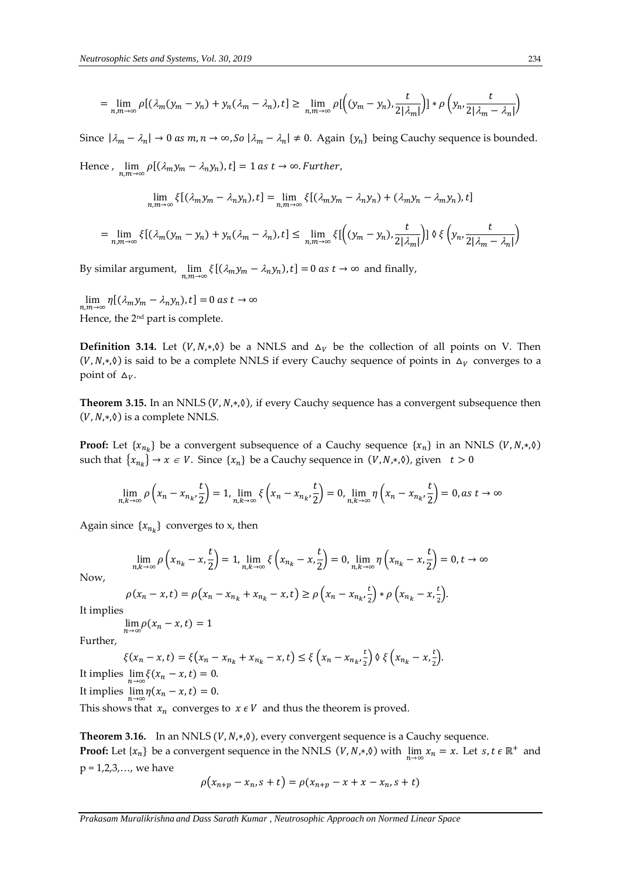$$= \lim_{n,m\to\infty} \rho[(\lambda_m(y_m - y_n) + y_n(\lambda_m - \lambda_n), t] \geq \lim_{n,m\to\infty} \rho[\left((y_m - y_n), \frac{t}{2|\lambda_m|}\right)] * \rho\left(y_n, \frac{t}{2|\lambda_m - \lambda_n|}\right)$$

Since $|\lambda_m - \lambda_n| \to 0$ $as$ $m, n \to \infty$, $So$ $|\lambda_m - \lambda_n| \neq 0$. Again $\{y_n\}$ being Cauchy sequence is bounded.

Hence , $\lim_{n,m\to\infty} \rho[(\lambda_m y_m - \lambda_n y_n), t] = 1$ $as$ $t \to \infty$. $Further$,

$$\lim_{n,m\to\infty} \xi[(\lambda_m y_m - \lambda_n y_n), t] = \lim_{n,m\to\infty} \xi[(\lambda_m y_m - \lambda_n y_n) + (\lambda_m y_n - \lambda_m y_n), t]$$

$$= \lim_{n,m\to\infty} \xi[(\lambda_m(y_m - y_n) + y_n(\lambda_m - \lambda_n), t] \leq \lim_{n,m\to\infty} \xi[\left((y_m - y_n), \frac{t}{2|\lambda_m|}\right)] \lozenge \xi\left(y_n, \frac{t}{2|\lambda_m - \lambda_n|}\right)$$

By similar argument, $\lim_{n,m\to\infty} \xi[(\lambda_m y_m - \lambda_n y_n), t] = 0$ $as$ $t \to \infty$ and finally,

$\lim_{n,m\to\infty} \eta[(\lambda_m y_m - \lambda_n y_n), t] = 0$ $as$ $t \to \infty$

Hence, the 2nd part is complete.

**Definition 3.14.** Let $(V, N, *, \lozenge)$ be a NNLS and $\Delta_V$ be the collection of all points on V. Then $(V, N, *, \lozenge)$ is said to be a complete NNLS if every Cauchy sequence of points in $\Delta_V$ converges to a point of $\Delta_V$.

**Theorem 3.15.** In an NNLS $(V, N, *, \lozenge)$, if every Cauchy sequence has a convergent subsequence then $(V, N, *, \lozenge)$ is a complete NNLS.

**Proof:** Let $\{x_{n_k}\}$ be a convergent subsequence of a Cauchy sequence $\{x_n\}$ in an NNLS $(V, N, *, \lozenge)$ such that $\{x_{n_k}\} \to x \in V$. Since $\{x_n\}$ be a Cauchy sequence in $(V, N, *, \lozenge)$, given $t > 0$

$$\lim_{n,k\to\infty} \rho\left(x_n - x_{n_k}, \frac{t}{2}\right) = 1, \lim_{n,k\to\infty} \xi\left(x_n - x_{n_k}, \frac{t}{2}\right) = 0, \lim_{n,k\to\infty} \eta\left(x_n - x_{n_k}, \frac{t}{2}\right) = 0, as\ t \to \infty$$

Again since $\{x_{n_k}\}$ converges to x, then

$$\lim_{n,k\to\infty} \rho\left(x_{n_k} - x, \frac{t}{2}\right) = 1, \lim_{n,k\to\infty} \xi\left(x_{n_k} - x, \frac{t}{2}\right) = 0, \lim_{n,k\to\infty} \eta\left(x_{n_k} - x, \frac{t}{2}\right) = 0, t \to \infty$$

Now,

$$\rho(x_n - x, t) = \rho\left(x_n - x_{n_k} + x_{n_k} - x, t\right) \geq \rho\left(x_n - x_{n_k}, \tfrac{t}{2}\right) * \rho\left(x_{n_k} - x, \tfrac{t}{2}\right).$$

It implies

$$\lim_{n\to\infty} \rho(x_n - x, t) = 1$$

Further,

$$\xi(x_n - x, t) = \xi\left(x_n - x_{n_k} + x_{n_k} - x, t\right) \leq \xi\left(x_n - x_{n_k}, \tfrac{t}{2}\right) \lozenge \xi\left(x_{n_k} - x, \tfrac{t}{2}\right).$$

It implies $\lim_{n\to\infty} \xi(x_n - x, t) = 0$.

It implies $\lim_{n\to\infty} \eta(x_n - x, t) = 0$.

This shows that $x_n$ converges to $x \in V$ and thus the theorem is proved.

**Theorem 3.16.** In an NNLS $(V, N, *, \lozenge)$, every convergent sequence is a Cauchy sequence.

**Proof:** Let $\{x_n\}$ be a convergent sequence in the NNLS $(V, N, *, \lozenge)$ with $\lim_{n\to\infty} x_n = x$. Let $s, t \in \mathbb{R}^+$ and p = 1,2,3,…, we have

$$\rho\left(x_{n+p} - x_n, s + t\right) = \rho(x_{n+p} - x + x - x_n, s + t)$$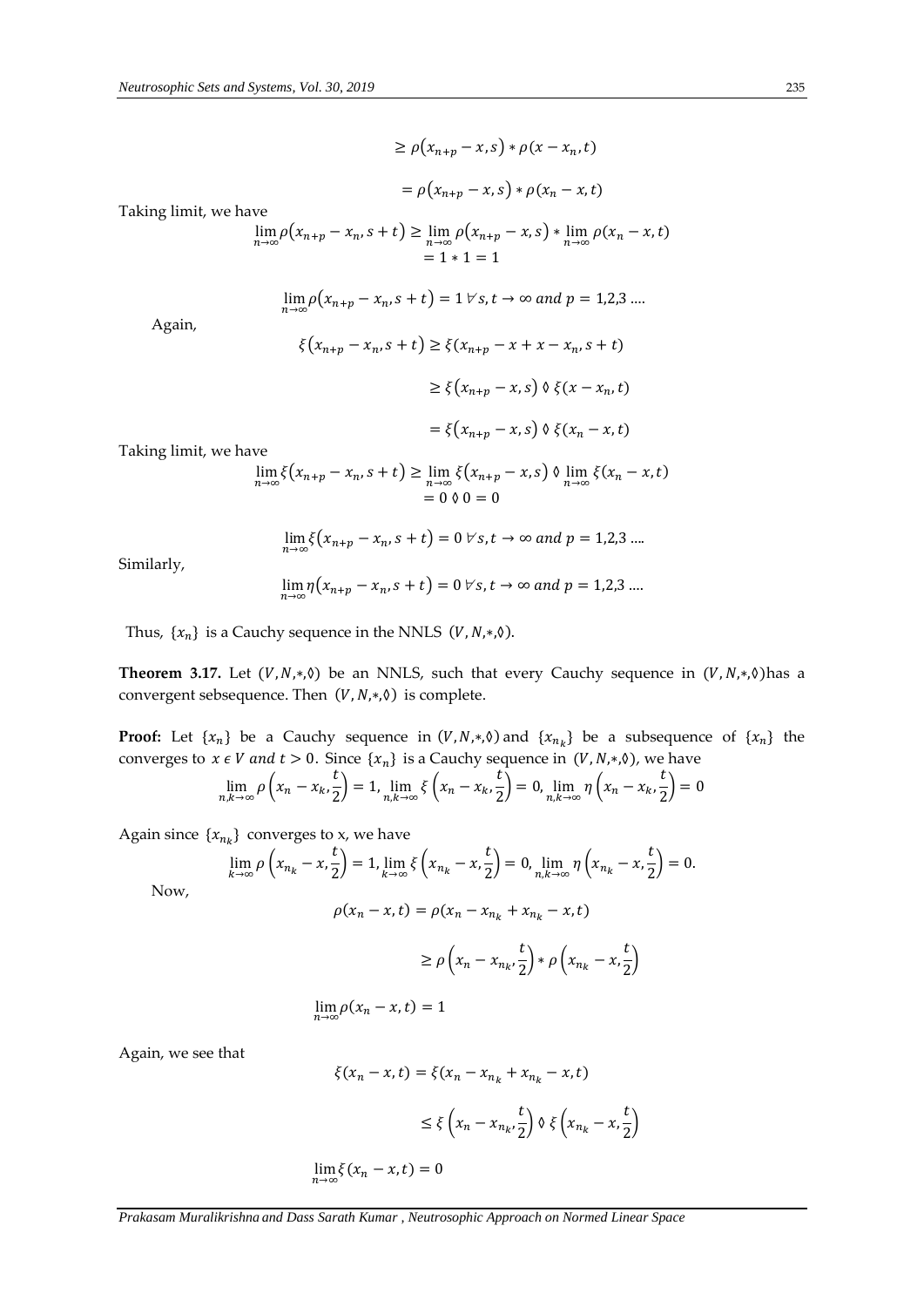$$\geq \rho\left(x_{n+p} - x, s\right) * \rho(x - x_n, t)$$

$$= \rho\left(x_{n+p} - x, s\right) * \rho(x_n - x, t)$$

Taking limit, we have

$$\lim_{n\to\infty} \rho\left(x_{n+p} - x_n, s + t\right) \geq \lim_{n\to\infty} \rho\left(x_{n+p} - x, s\right) * \lim_{n\to\infty} \rho(x_n - x, t)$$
$$= 1 * 1 = 1$$

$$\lim_{n\to\infty} \rho\left(x_{n+p} - x_n, s + t\right) = 1 \;\forall s, t \to \infty \text{ and } p = 1,2,3 \ldots.$$

Again,

$$\xi\left(x_{n+p} - x_n, s + t\right) \geq \xi(x_{n+p} - x + x - x_n, s + t)$$

$$\geq \xi\left(x_{n+p} - x, s\right) \lozenge \xi(x - x_n, t)$$

$$= \xi\left(x_{n+p} - x, s\right) \lozenge \xi(x_n - x, t)$$

Taking limit, we have

$$\lim_{n\to\infty} \xi\left(x_{n+p} - x_n, s + t\right) \geq \lim_{n\to\infty} \xi\left(x_{n+p} - x, s\right) \lozenge \lim_{n\to\infty} \xi(x_n - x, t)$$
$$= 0 \lozenge 0 = 0$$

$$\lim_{n\to\infty} \xi\left(x_{n+p} - x_n, s + t\right) = 0 \;\forall s, t \to \infty \text{ and } p = 1,2,3 \ldots.$$

Similarly,

$$\lim_{n\to\infty} \eta\left(x_{n+p} - x_n, s + t\right) = 0 \;\forall s, t \to \infty \text{ and } p = 1,2,3 \ldots.$$

Thus, $\{x_n\}$ is a Cauchy sequence in the NNLS $(V, N, *, \lozenge)$.

**Theorem 3.17.** Let $(V, N, *, \lozenge)$ be an NNLS, such that every Cauchy sequence in $(V, N, *, \lozenge)$has a convergent sebsequence. Then $(V, N, *, \lozenge)$ is complete.

**Proof:** Let $\{x_n\}$ be a Cauchy sequence in $(V, N, *, \lozenge)$ and $\{x_{n_k}\}$ be a subsequence of $\{x_n\}$ the converges to $x \in V$ *and* $t > 0$. Since $\{x_n\}$ is a Cauchy sequence in $(V, N, *, \lozenge)$, we have

$$\lim_{n,k\to\infty} \rho\left(x_n - x_k, \frac{t}{2}\right) = 1, \lim_{n,k\to\infty} \xi\left(x_n - x_k, \frac{t}{2}\right) = 0, \lim_{n,k\to\infty} \eta\left(x_n - x_k, \frac{t}{2}\right) = 0$$

Again since $\{x_{n_k}\}$ converges to x, we have

$$\lim_{k\to\infty} \rho\left(x_{n_k} - x, \frac{t}{2}\right) = 1, \lim_{k\to\infty} \xi\left(x_{n_k} - x, \frac{t}{2}\right) = 0, \lim_{n,k\to\infty} \eta\left(x_{n_k} - x, \frac{t}{2}\right) = 0.$$

Now,

$$\rho(x_n - x, t) = \rho(x_n - x_{n_k} + x_{n_k} - x, t)$$

$$\geq \rho\left(x_n - x_{n_k}, \frac{t}{2}\right) * \rho\left(x_{n_k} - x, \frac{t}{2}\right)$$

$$\lim_{n\to\infty} \rho(x_n - x, t) = 1$$

Again, we see that

$$\xi(x_n - x, t) = \xi(x_n - x_{n_k} + x_{n_k} - x, t)$$

$$\leq \xi\left(x_n - x_{n_k}, \frac{t}{2}\right) \lozenge \xi\left(x_{n_k} - x, \frac{t}{2}\right)$$

$$\lim_{n\to\infty} \xi(x_n - x, t) = 0$$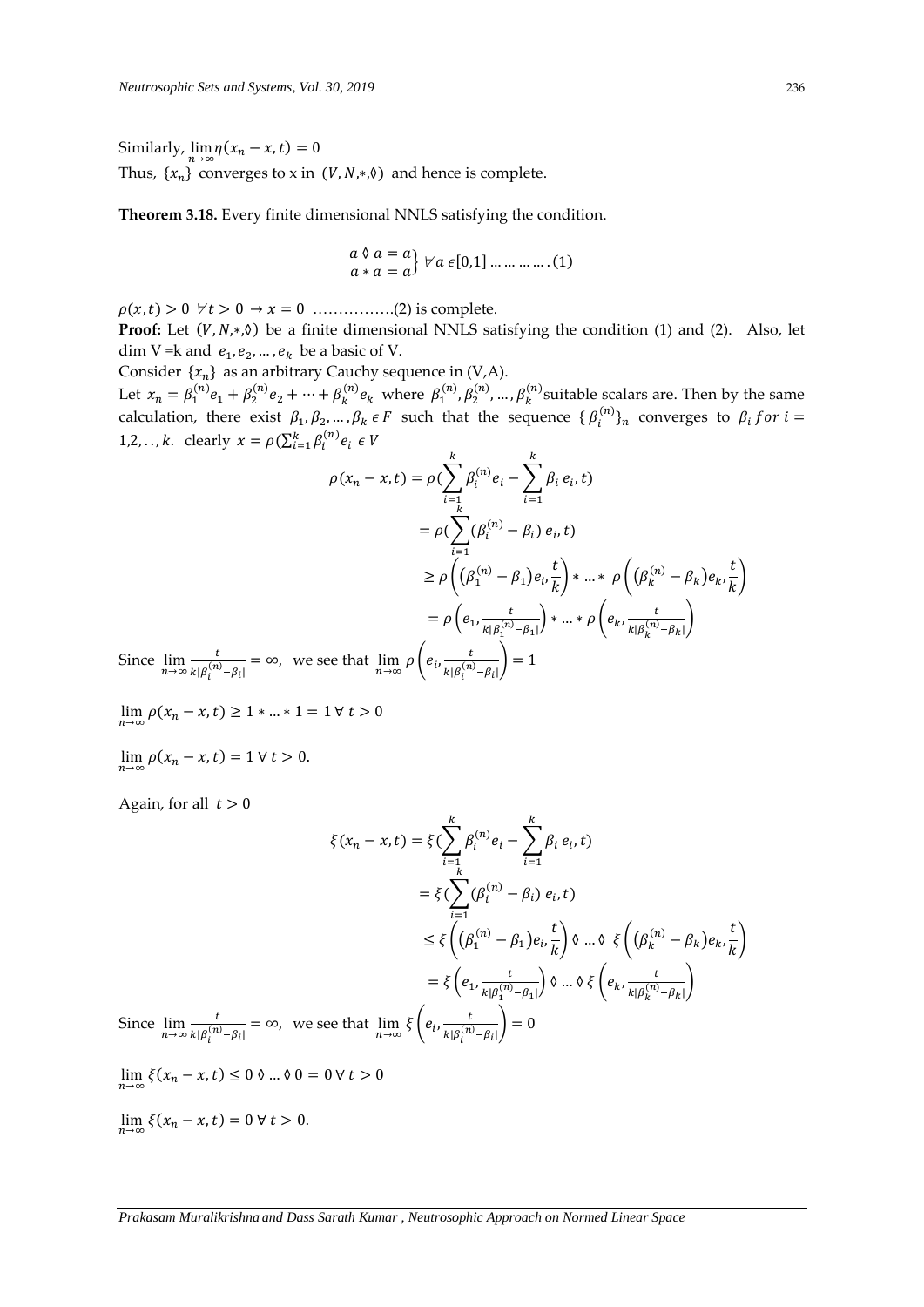Similarly, $\lim_{n\to\infty} \eta(x_n - x, t) = 0$

Thus, $\{x_n\}$ converges to x in $(V, N, *, \Diamond)$ and hence is complete.

**Theorem 3.18.** Every finite dimensional NNLS satisfying the condition.

$$\left.\begin{array}{l} a \Diamond a = a \\ a * a = a \end{array}\right\} \forall a \in [0,1] \ldots\ldots\ldots\ldots (1)$$

$\rho(x, t) > 0 \ \forall t > 0 \to x = 0$ …………….(2) is complete.

**Proof:** Let $(V, N, *, \Diamond)$ be a finite dimensional NNLS satisfying the condition (1) and (2). Also, let dim V =k and $e_1, e_2, \ldots, e_k$ be a basic of V.

Consider $\{x_n\}$ as an arbitrary Cauchy sequence in (V,A).

Let $x_n = \beta_1^{(n)} e_1 + \beta_2^{(n)} e_2 + \cdots + \beta_k^{(n)} e_k$ where $\beta_1^{(n)}, \beta_2^{(n)}, \ldots, \beta_k^{(n)}$suitable scalars are. Then by the same calculation, there exist $\beta_1, \beta_2, \ldots, \beta_k \in F$ such that the sequence $\{\beta_i^{(n)}\}_n$ converges to $\beta_i \ for\ i = 1,2,\ldots,k$. clearly $x = \rho(\sum_{i=1}^{k} \beta_i^{(n)} e_i \in V$

$$\begin{aligned}
\rho(x_n - x, t) &= \rho(\sum_{i=1}^{k} \beta_i^{(n)} e_i - \sum_{i=1}^{k} \beta_i\, e_i, t) \\
&= \rho(\sum_{i=1}^{k} (\beta_i^{(n)} - \beta_i)\, e_i, t) \\
&\geq \rho\left(\left(\beta_1^{(n)} - \beta_1\right) e_i, \frac{t}{k}\right) * \ldots * \ \rho\left(\left(\beta_k^{(n)} - \beta_k\right) e_k, \frac{t}{k}\right) \\
&= \rho\left(e_1, \frac{t}{k|\beta_1^{(n)} - \beta_1|}\right) * \ldots * \rho\left(e_k, \frac{t}{k|\beta_k^{(n)} - \beta_k|}\right)
\end{aligned}$$

Since $\lim_{n\to\infty} \frac{t}{k|\beta_i^{(n)} - \beta_i|} = \infty$, we see that $\lim_{n\to\infty} \rho\left(e_i, \frac{t}{k|\beta_i^{(n)} - \beta_i|}\right) = 1$

$\lim_{n\to\infty} \rho(x_n - x, t) \geq 1 * \ldots * 1 = 1 \ \forall\ t > 0$

$\lim_{n\to\infty} \rho(x_n - x, t) = 1 \ \forall\ t > 0.$

Again, for all $t > 0$

$$\begin{aligned}
\xi(x_n - x, t) &= \xi(\sum_{i=1}^{k} \beta_i^{(n)} e_i - \sum_{i=1}^{k} \beta_i\, e_i, t) \\
&= \xi(\sum_{i=1}^{k} (\beta_i^{(n)} - \beta_i)\, e_i, t) \\
&\leq \xi\left(\left(\beta_1^{(n)} - \beta_1\right) e_i, \frac{t}{k}\right) \Diamond \ldots \Diamond \ \xi\left(\left(\beta_k^{(n)} - \beta_k\right) e_k, \frac{t}{k}\right) \\
&= \xi\left(e_1, \frac{t}{k|\beta_1^{(n)} - \beta_1|}\right) \Diamond \ldots \Diamond\, \xi\left(e_k, \frac{t}{k|\beta_k^{(n)} - \beta_k|}\right)
\end{aligned}$$

Since $\lim_{n\to\infty} \frac{t}{k|\beta_i^{(n)} - \beta_i|} = \infty$, we see that $\lim_{n\to\infty} \xi\left(e_i, \frac{t}{k|\beta_i^{(n)} - \beta_i|}\right) = 0$

$\lim_{n\to\infty} \xi(x_n - x, t) \leq 0 \Diamond \ldots \Diamond\, 0 = 0 \ \forall\ t > 0$

$\lim_{n\to\infty} \xi(x_n - x, t) = 0 \ \forall\ t > 0.$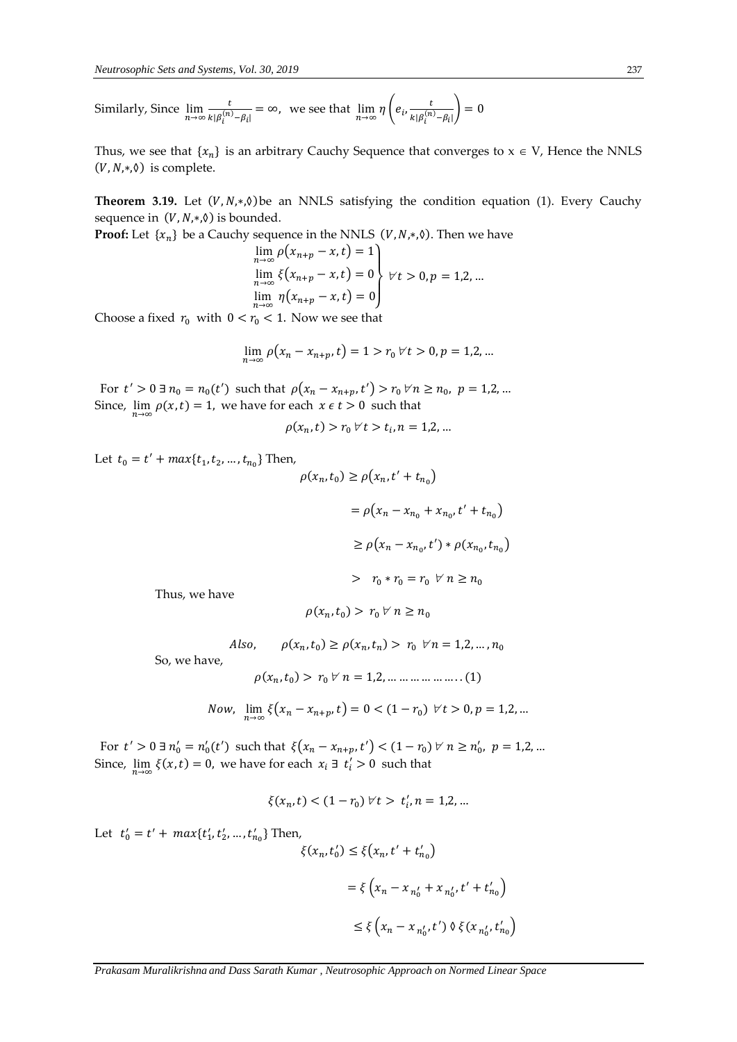Similarly, Since $\lim_{n\to\infty} \frac{t}{k|\beta_i^{(n)}-\beta_i|} = \infty$, we see that $\lim_{n\to\infty} \eta\left(e_i, \frac{t}{k|\beta_i^{(n)}-\beta_i|}\right) = 0$

Thus, we see that $\{x_n\}$ is an arbitrary Cauchy Sequence that converges to $x \in V$, Hence the NNLS $(V, N, *, \lozenge)$ is complete.

**Theorem 3.19.** Let $(V, N, *, \lozenge)$ be an NNLS satisfying the condition equation (1). Every Cauchy sequence in $(V, N, *, \lozenge)$ is bounded.

**Proof:** Let $\{x_n\}$ be a Cauchy sequence in the NNLS $(V, N, *, \lozenge)$. Then we have

$$\left.\begin{aligned} \lim_{n\to\infty} \rho(x_{n+p} - x, t) = 1 \\ \lim_{n\to\infty} \xi(x_{n+p} - x, t) = 0 \\ \lim_{n\to\infty} \eta(x_{n+p} - x, t) = 0 \end{aligned}\right\} \forall t > 0, p = 1,2, \ldots$$

Choose a fixed $r_0$ with $0 < r_0 < 1$. Now we see that

$$\lim_{n\to\infty} \rho(x_n - x_{n+p}, t) = 1 > r_0 \; \forall t > 0, p = 1,2, \ldots$$

For $t' > 0 \; \exists \; n_0 = n_0(t')$ such that $\rho(x_n - x_{n+p}, t') > r_0 \; \forall n \geq n_0, \; p = 1,2, \ldots$
Since, $\lim_{n\to\infty} \rho(x, t) = 1$, we have for each $x \in t > 0$ such that

$$\rho(x_n, t) > r_0 \; \forall t > t_i, n = 1,2, \ldots$$

Let $t_0 = t' + max\{t_1, t_2, \ldots, t_{n_0}\}$ Then,

$$\begin{aligned} \rho(x_n, t_0) &\geq \rho(x_n, t' + t_{n_0}) \\ &= \rho(x_n - x_{n_0} + x_{n_0}, t' + t_{n_0}) \\ &\geq \rho(x_n - x_{n_0}, t') * \rho(x_{n_0}, t_{n_0}) \\ &> \; r_0 * r_0 = r_0 \; \forall \; n \geq n_0 \end{aligned}$$

Thus, we have

$$\rho(x_n, t_0) > \; r_0 \; \forall \; n \geq n_0$$

$$Also, \qquad \rho(x_n, t_0) \geq \rho(x_n, t_n) > \; r_0 \; \forall n = 1,2, \ldots, n_0$$

So, we have,

$$\rho(x_n, t_0) > \; r_0 \; \forall \; n = 1,2, \ldots \ldots \ldots \ldots \ldots \ldots (1)$$

$$Now, \; \lim_{n\to\infty} \xi(x_n - x_{n+p}, t) = 0 < (1 - r_0) \; \forall t > 0, p = 1,2, \ldots$$

For $t' > 0 \; \exists \; n_0' = n_0'(t')$ such that $\xi(x_n - x_{n+p}, t') < (1 - r_0) \; \forall \; n \geq n_0', \; p = 1,2, \ldots$
Since, $\lim_{n\to\infty} \xi(x, t) = 0$, we have for each $x_i \; \exists \; t_i' > 0$ such that

$$\xi(x_n, t) < (1 - r_0) \; \forall t > \; t_i', n = 1,2, \ldots$$

Let $t_0' = t' + \; max\{t_1', t_2', \ldots, t_{n_0}'\}$ Then,

$$\begin{aligned} \xi(x_n, t_0') &\leq \xi(x_n, t' + t_{n_0}') \\ &= \xi\left(x_n - x_{n_0'} + x_{n_0'}, t' + t_{n_0}'\right) \\ &\leq \xi\left(x_n - x_{n_0'}, t'\right) \lozenge \; \xi(x_{n_0'}, t_{n_0}') \end{aligned}$$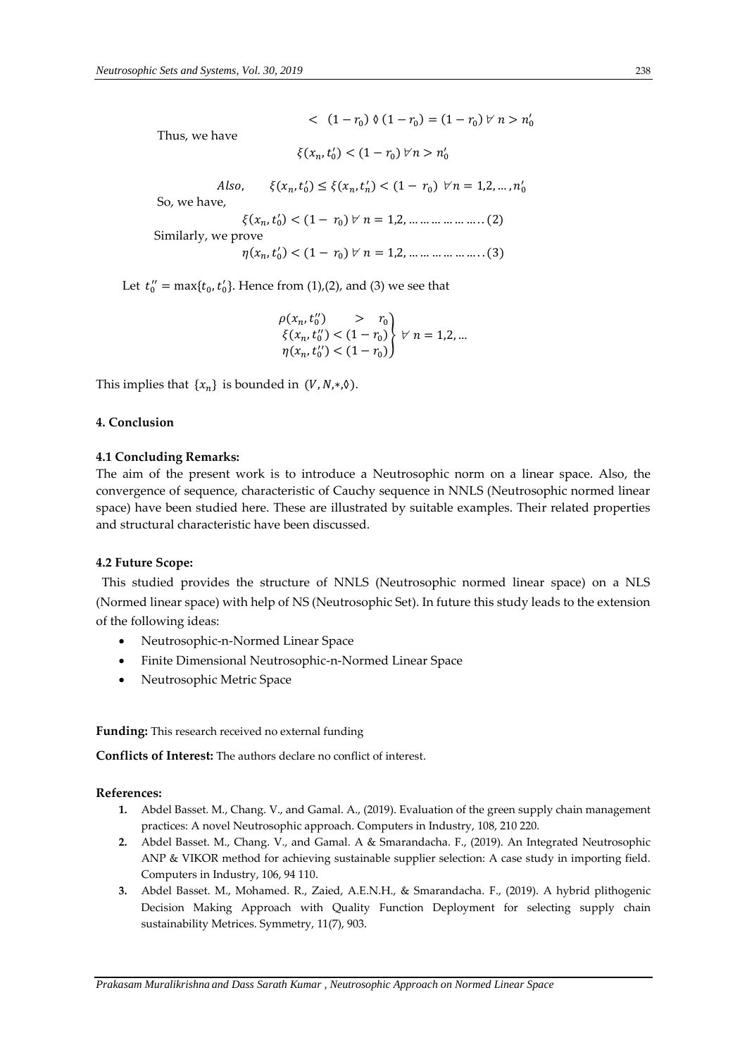$$< \ (1-r_0) \lozenge (1-r_0) = (1-r_0) \ \forall \ n > n_0'$$

Thus, we have

$$\xi(x_n, t_0') < (1-r_0) \ \forall n > n_0'$$

$$Also, \qquad \xi(x_n, t_0') \leq \xi(x_n, t_n') < (1-\ r_0) \ \ \forall n = 1,2, \dots, n_0'$$

So, we have,

$$\xi(x_n, t_0') < (1-\ r_0) \ \forall \ n = 1,2, \dots \dots \dots \dots \dots \dots (2)$$

Similarly, we prove

$$\eta(x_n, t_0') < (1-\ r_0) \ \forall \ n = 1,2, \dots \dots \dots \dots \dots \dots (3)$$

Let $t_0'' = \max\{t_0, t_0'\}$. Hence from (1),(2), and (3) we see that

$$\left.\begin{array}{l} \rho(x_n, t_0'') \qquad > \quad r_0 \\ \xi(x_n, t_0'') < (1-r_0) \\ \eta(x_n, t_0'') < (1-r_0) \end{array}\right\} \forall \ n = 1,2, \dots$$

This implies that $\{x_n\}$ is bounded in $(V, N, *, \lozenge)$.

## 4. Conclusion

### 4.1 Concluding Remarks:

The aim of the present work is to introduce a Neutrosophic norm on a linear space. Also, the convergence of sequence, characteristic of Cauchy sequence in NNLS (Neutrosophic normed linear space) have been studied here. These are illustrated by suitable examples. Their related properties and structural characteristic have been discussed.

### 4.2 Future Scope:

This studied provides the structure of NNLS (Neutrosophic normed linear space) on a NLS (Normed linear space) with help of NS (Neutrosophic Set). In future this study leads to the extension of the following ideas:

- Neutrosophic-n-Normed Linear Space
- Finite Dimensional Neutrosophic-n-Normed Linear Space
- Neutrosophic Metric Space

**Funding:** This research received no external funding

**Conflicts of Interest:** The authors declare no conflict of interest.

**References:**

1. Abdel Basset. M., Chang. V., and Gamal. A., (2019). Evaluation of the green supply chain management practices: A novel Neutrosophic approach. Computers in Industry, 108, 210 220.
2. Abdel Basset. M., Chang. V., and Gamal. A & Smarandacha. F., (2019). An Integrated Neutrosophic ANP & VIKOR method for achieving sustainable supplier selection: A case study in importing field. Computers in Industry, 106, 94 110.
3. Abdel Basset. M., Mohamed. R., Zaied, A.E.N.H., & Smarandacha. F., (2019). A hybrid plithogenic Decision Making Approach with Quality Function Deployment for selecting supply chain sustainability Metrices. Symmetry, 11(7), 903.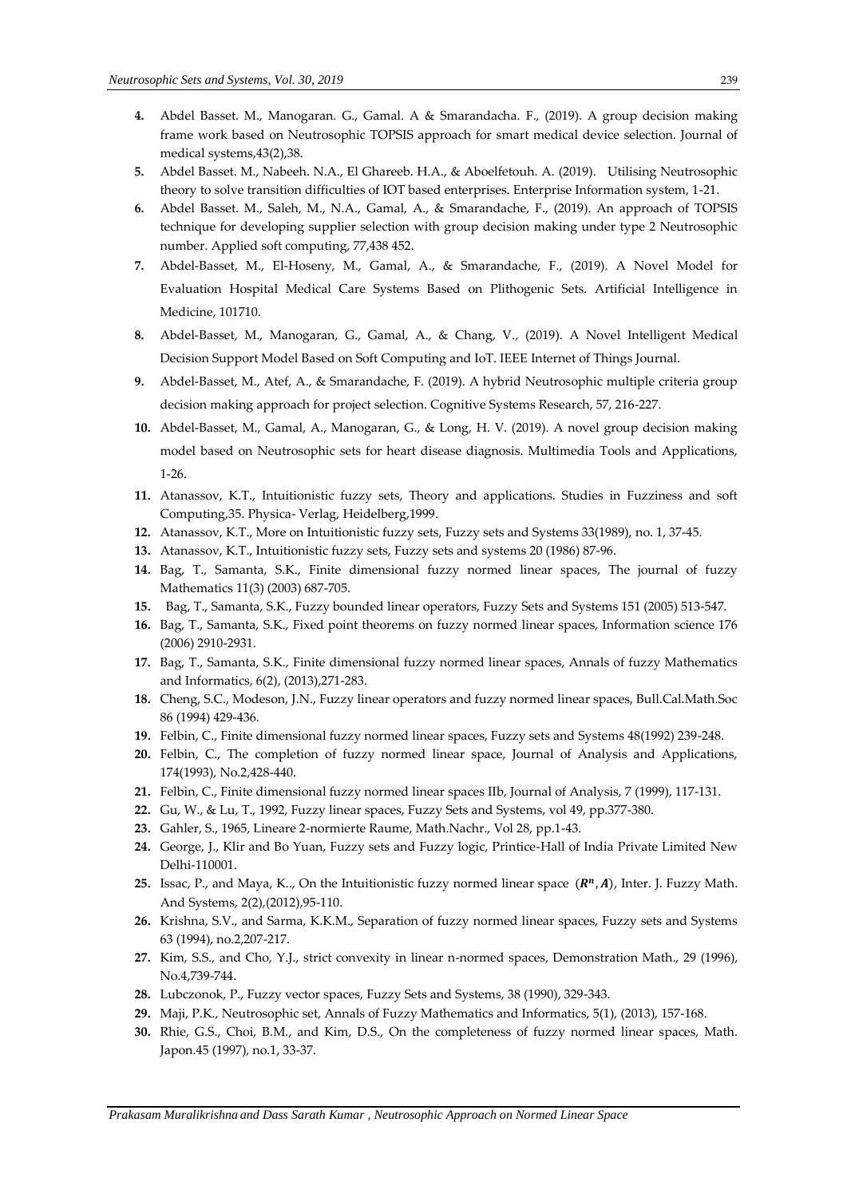4. Abdel Basset. M., Manogaran. G., Gamal. A & Smarandacha. F., (2019). A group decision making frame work based on Neutrosophic TOPSIS approach for smart medical device selection. Journal of medical systems,43(2),38.
5. Abdel Basset. M., Nabeeh. N.A., El Ghareeb. H.A., & Aboelfetouh. A. (2019). Utilising Neutrosophic theory to solve transition difficulties of IOT based enterprises. Enterprise Information system, 1-21.
6. Abdel Basset. M., Saleh, M., Gamal, A., & Smarandache, F., (2019). An approach of TOPSIS technique for developing supplier selection with group decision making under type 2 Neutrosophic number. Applied soft computing, 77,438 452.
7. Abdel-Basset, M., El-Hoseny, M., Gamal, A., & Smarandache, F., (2019). A Novel Model for Evaluation Hospital Medical Care Systems Based on Plithogenic Sets. Artificial Intelligence in Medicine, 101710.
8. Abdel-Basset, M., Manogaran, G., Gamal, A., & Chang, V., (2019). A Novel Intelligent Medical Decision Support Model Based on Soft Computing and IoT. IEEE Internet of Things Journal.
9. Abdel-Basset, M., Atef, A., & Smarandache, F. (2019). A hybrid Neutrosophic multiple criteria group decision making approach for project selection. Cognitive Systems Research, 57, 216-227.
10. Abdel-Basset, M., Gamal, A., Manogaran, G., & Long, H. V. (2019). A novel group decision making model based on Neutrosophic sets for heart disease diagnosis. Multimedia Tools and Applications, 1-26.
11. Atanassov, K.T., Intuitionistic fuzzy sets, Theory and applications. Studies in Fuzziness and soft Computing,35. Physica- Verlag, Heidelberg,1999.
12. Atanassov, K.T., More on Intuitionistic fuzzy sets, Fuzzy sets and Systems 33(1989), no. 1, 37-45.
13. Atanassov, K.T., Intuitionistic fuzzy sets, Fuzzy sets and systems 20 (1986) 87-96.
14. Bag, T., Samanta, S.K., Finite dimensional fuzzy normed linear spaces, The journal of fuzzy Mathematics 11(3) (2003) 687-705.
15. Bag, T., Samanta, S.K., Fuzzy bounded linear operators, Fuzzy Sets and Systems 151 (2005) 513-547.
16. Bag, T., Samanta, S.K., Fixed point theorems on fuzzy normed linear spaces, Information science 176 (2006) 2910-2931.
17. Bag, T., Samanta, S.K., Finite dimensional fuzzy normed linear spaces, Annals of fuzzy Mathematics and Informatics, 6(2), (2013),271-283.
18. Cheng, S.C., Modeson, J.N., Fuzzy linear operators and fuzzy normed linear spaces, Bull.Cal.Math.Soc 86 (1994) 429-436.
19. Felbin, C., Finite dimensional fuzzy normed linear spaces, Fuzzy sets and Systems 48(1992) 239-248.
20. Felbin, C., The completion of fuzzy normed linear space, Journal of Analysis and Applications, 174(1993), No.2,428-440.
21. Felbin, C., Finite dimensional fuzzy normed linear spaces IIb, Journal of Analysis, 7 (1999), 117-131.
22. Gu, W., & Lu, T., 1992, Fuzzy linear spaces, Fuzzy Sets and Systems, vol 49, pp.377-380.
23. Gahler, S., 1965, Lineare 2-normierte Raume, Math.Nachr., Vol 28, pp.1-43.
24. George, J., Klir and Bo Yuan, Fuzzy sets and Fuzzy logic, Printice-Hall of India Private Limited New Delhi-110001.
25. Issac, P., and Maya, K.., On the Intuitionistic fuzzy normed linear space $(\boldsymbol{R^n}, \boldsymbol{A})$, Inter. J. Fuzzy Math. And Systems, 2(2),(2012),95-110.
26. Krishna, S.V., and Sarma, K.K.M., Separation of fuzzy normed linear spaces, Fuzzy sets and Systems 63 (1994), no.2,207-217.
27. Kim, S.S., and Cho, Y.J., strict convexity in linear n-normed spaces, Demonstration Math., 29 (1996), No.4,739-744.
28. Lubczonok, P., Fuzzy vector spaces, Fuzzy Sets and Systems, 38 (1990), 329-343.
29. Maji, P.K., Neutrosophic set, Annals of Fuzzy Mathematics and Informatics, 5(1), (2013), 157-168.
30. Rhie, G.S., Choi, B.M., and Kim, D.S., On the completeness of fuzzy normed linear spaces, Math. Japon.45 (1997), no.1, 33-37.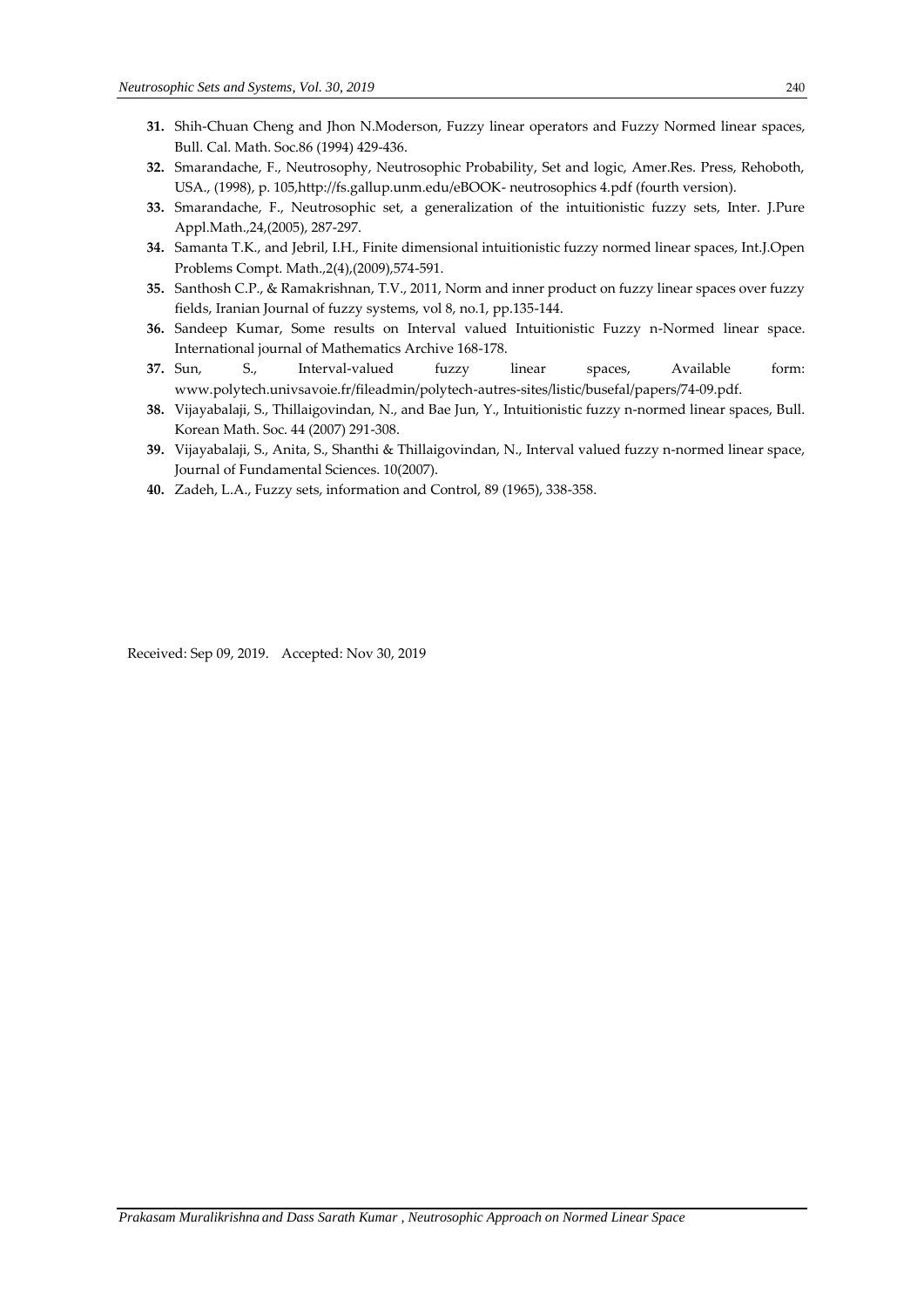31. Shih-Chuan Cheng and Jhon N.Moderson, Fuzzy linear operators and Fuzzy Normed linear spaces, Bull. Cal. Math. Soc.86 (1994) 429-436.
32. Smarandache, F., Neutrosophy, Neutrosophic Probability, Set and logic, Amer.Res. Press, Rehoboth, USA., (1998), p. 105,http://fs.gallup.unm.edu/eBOOK- neutrosophics 4.pdf (fourth version).
33. Smarandache, F., Neutrosophic set, a generalization of the intuitionistic fuzzy sets, Inter. J.Pure Appl.Math.,24,(2005), 287-297.
34. Samanta T.K., and Jebril, I.H., Finite dimensional intuitionistic fuzzy normed linear spaces, Int.J.Open Problems Compt. Math.,2(4),(2009),574-591.
35. Santhosh C.P., & Ramakrishnan, T.V., 2011, Norm and inner product on fuzzy linear spaces over fuzzy fields, Iranian Journal of fuzzy systems, vol 8, no.1, pp.135-144.
36. Sandeep Kumar, Some results on Interval valued Intuitionistic Fuzzy n-Normed linear space. International journal of Mathematics Archive 168-178.
37. Sun, S., Interval-valued fuzzy linear spaces, Available form: www.polytech.univsavoie.fr/fileadmin/polytech-autres-sites/listic/busefal/papers/74-09.pdf.
38. Vijayabalaji, S., Thillaigovindan, N., and Bae Jun, Y., Intuitionistic fuzzy n-normed linear spaces, Bull. Korean Math. Soc. 44 (2007) 291-308.
39. Vijayabalaji, S., Anita, S., Shanthi & Thillaigovindan, N., Interval valued fuzzy n-normed linear space, Journal of Fundamental Sciences. 10(2007).
40. Zadeh, L.A., Fuzzy sets, information and Control, 89 (1965), 338-358.

Received: Sep 09, 2019. Accepted: Nov 30, 2019